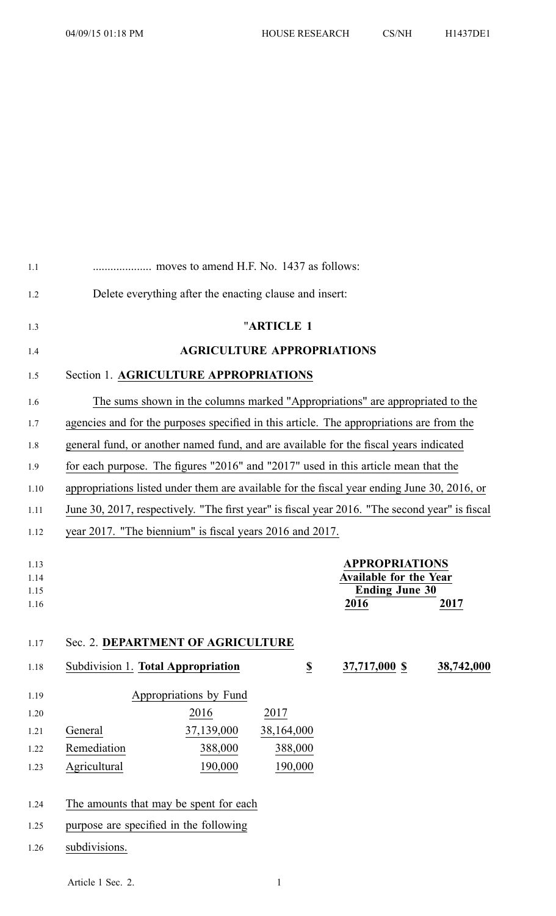.................... moves to amend H.F. No. 1437 as follows:

Delete everything after the enacting clause and insert:

"**ARTICLE 1**

**AGRICULTURE APPROPRIATIONS**

Section 1. **AGRICULTURE APPROPRIATIONS**

The sums shown in the columns marked "Appropriations" are appropriated to the agencies and for the purposes specified in this article. The appropriations are from the general fund, or another named fund, and are available for the fiscal years indicated for each purpose. The figures "2016" and "2017" used in this article mean that the appropriations listed under them are available for the fiscal year ending June 30, 2016, or June 30, 2017, respectively. "The first year" is fiscal year 2016. "The second year" is fiscal year 2017. "The biennium" is fiscal years 2016 and 2017.

| | APPROPRIATIONS Available for the Year Ending June 30 | |
|---|---|---|
| | 2016 | 2017 |
| Sec. 2. **DEPARTMENT OF AGRICULTURE** | | |
| Subdivision 1. **Total Appropriation** | $ 37,717,000 | $ 38,742,000 |

| Appropriations by Fund | | |
|---|---|---|
| | 2016 | 2017 |
| General | 37,139,000 | 38,164,000 |
| Remediation | 388,000 | 388,000 |
| Agricultural | 190,000 | 190,000 |

The amounts that may be spent for each purpose are specified in the following subdivisions.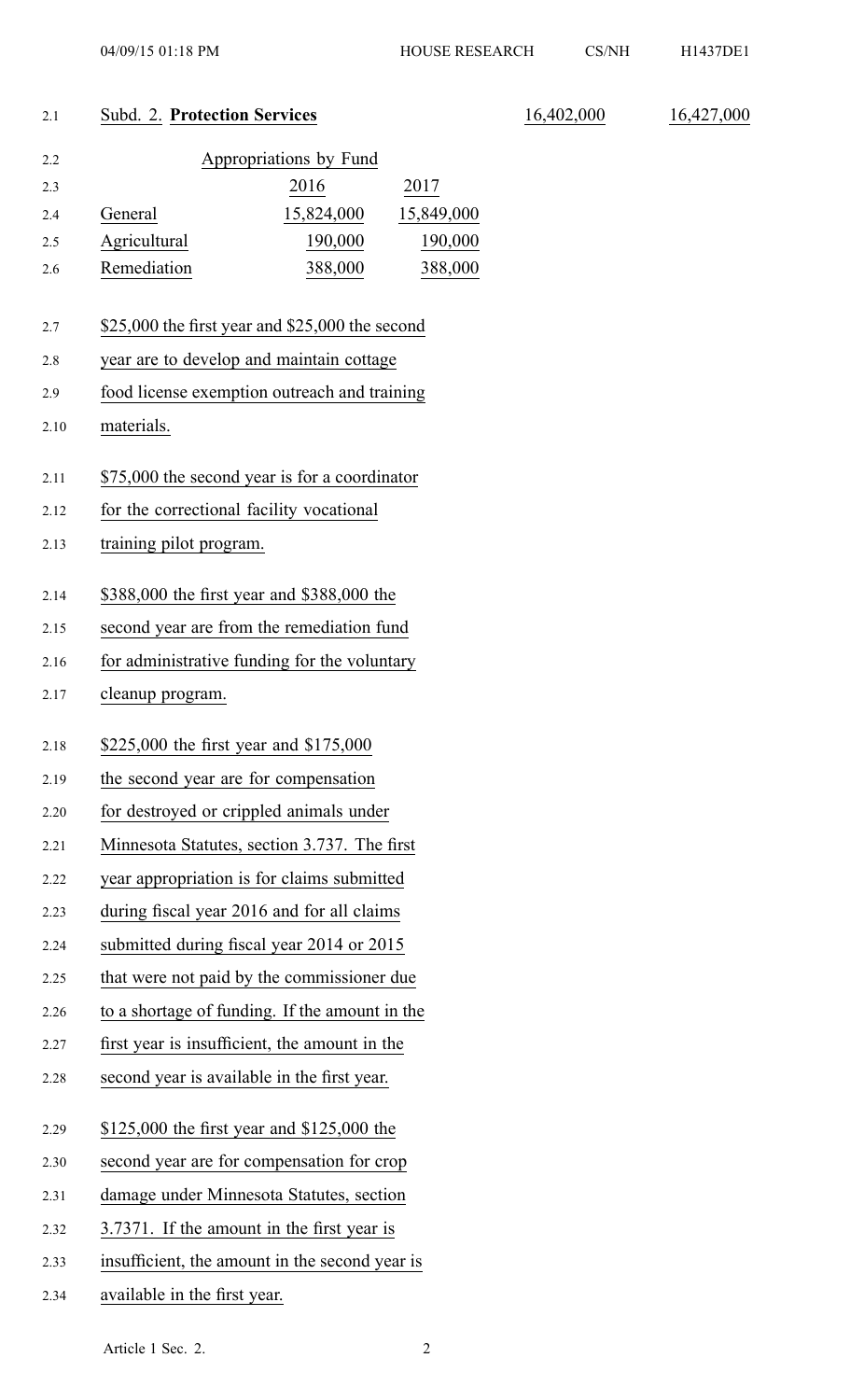Subd. 2. **Protection Services** 16,402,000 16,427,000

| Appropriations by Fund | | |
|---|---|---|
| | 2016 | 2017 |
| General | 15,824,000 | 15,849,000 |
| Agricultural | 190,000 | 190,000 |
| Remediation | 388,000 | 388,000 |

$25,000 the first year and $25,000 the second year are to develop and maintain cottage food license exemption outreach and training materials.

$75,000 the second year is for a coordinator for the correctional facility vocational training pilot program.

$388,000 the first year and $388,000 the second year are from the remediation fund for administrative funding for the voluntary cleanup program.

$225,000 the first year and $175,000 the second year are for compensation for destroyed or crippled animals under Minnesota Statutes, section 3.737. The first year appropriation is for claims submitted during fiscal year 2016 and for all claims submitted during fiscal year 2014 or 2015 that were not paid by the commissioner due to a shortage of funding. If the amount in the first year is insufficient, the amount in the second year is available in the first year.

$125,000 the first year and $125,000 the second year are for compensation for crop damage under Minnesota Statutes, section 3.7371. If the amount in the first year is insufficient, the amount in the second year is available in the first year.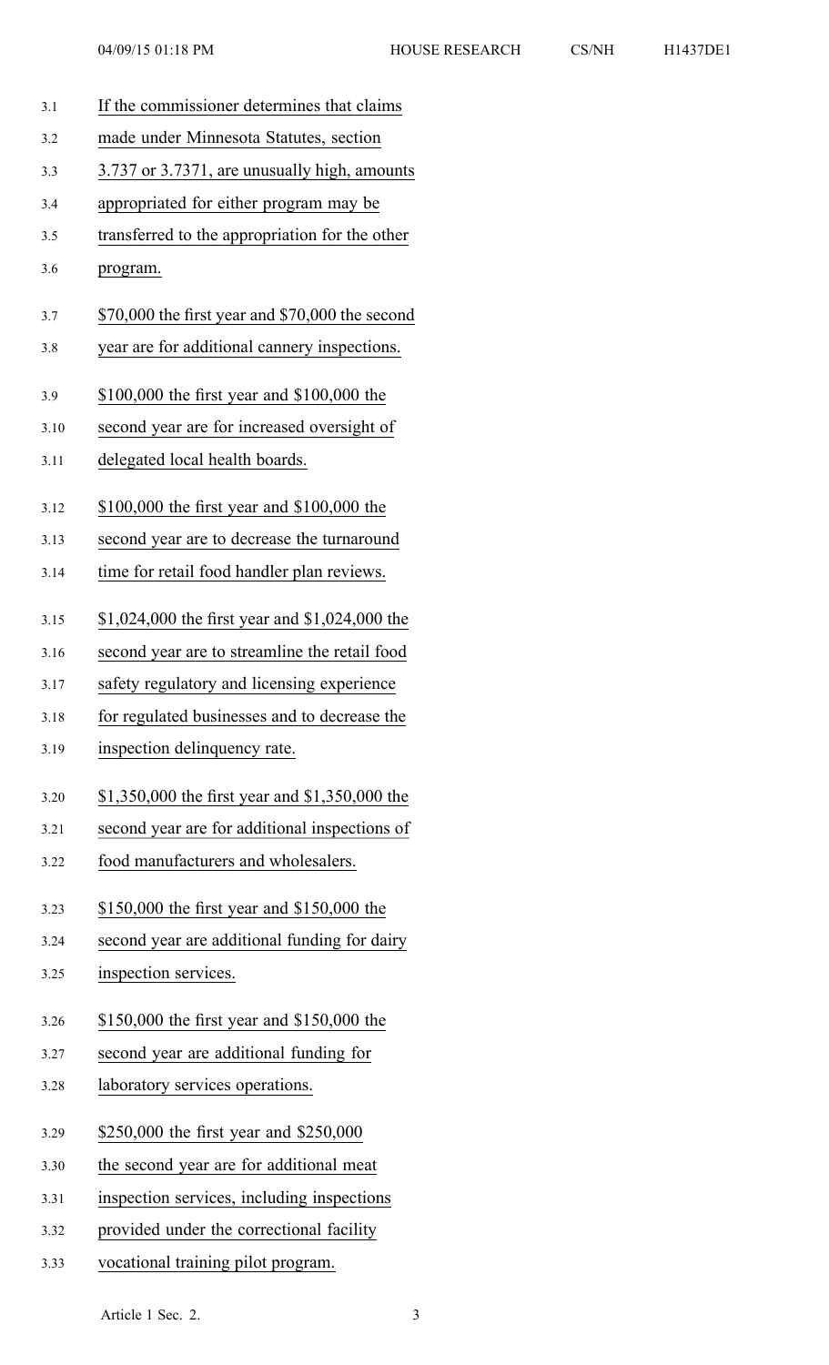If the commissioner determines that claims made under Minnesota Statutes, section 3.737 or 3.7371, are unusually high, amounts appropriated for either program may be transferred to the appropriation for the other program.

$70,000 the first year and $70,000 the second year are for additional cannery inspections.

$100,000 the first year and $100,000 the second year are for increased oversight of delegated local health boards.

$100,000 the first year and $100,000 the second year are to decrease the turnaround time for retail food handler plan reviews.

$1,024,000 the first year and $1,024,000 the second year are to streamline the retail food safety regulatory and licensing experience for regulated businesses and to decrease the inspection delinquency rate.

$1,350,000 the first year and $1,350,000 the second year are for additional inspections of food manufacturers and wholesalers.

$150,000 the first year and $150,000 the second year are additional funding for dairy inspection services.

$150,000 the first year and $150,000 the second year are additional funding for laboratory services operations.

$250,000 the first year and $250,000 the second year are for additional meat inspection services, including inspections provided under the correctional facility vocational training pilot program.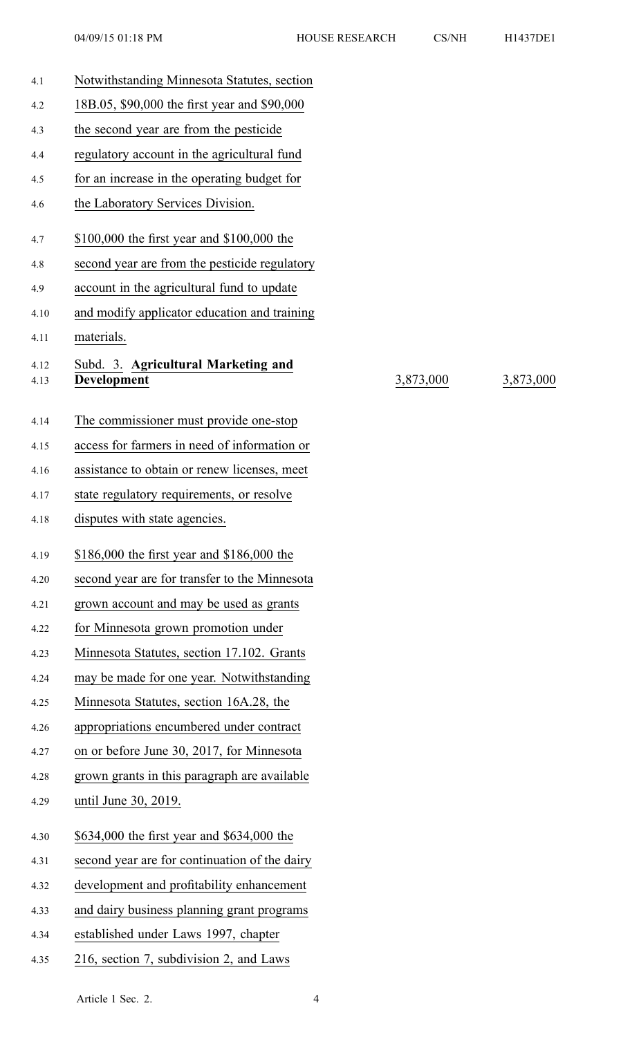Notwithstanding Minnesota Statutes, section 18B.05, $90,000 the first year and $90,000 the second year are from the pesticide regulatory account in the agricultural fund for an increase in the operating budget for the Laboratory Services Division.

$100,000 the first year and $100,000 the second year are from the pesticide regulatory account in the agricultural fund to update and modify applicator education and training materials.

| | | |
|---|---|---|
| Subd. 3. **Agricultural Marketing and Development** | 3,873,000 | 3,873,000 |

The commissioner must provide one-stop access for farmers in need of information or assistance to obtain or renew licenses, meet state regulatory requirements, or resolve disputes with state agencies.

$186,000 the first year and $186,000 the second year are for transfer to the Minnesota grown account and may be used as grants for Minnesota grown promotion under Minnesota Statutes, section 17.102. Grants may be made for one year. Notwithstanding Minnesota Statutes, section 16A.28, the appropriations encumbered under contract on or before June 30, 2017, for Minnesota grown grants in this paragraph are available until June 30, 2019.

$634,000 the first year and $634,000 the second year are for continuation of the dairy development and profitability enhancement and dairy business planning grant programs established under Laws 1997, chapter 216, section 7, subdivision 2, and Laws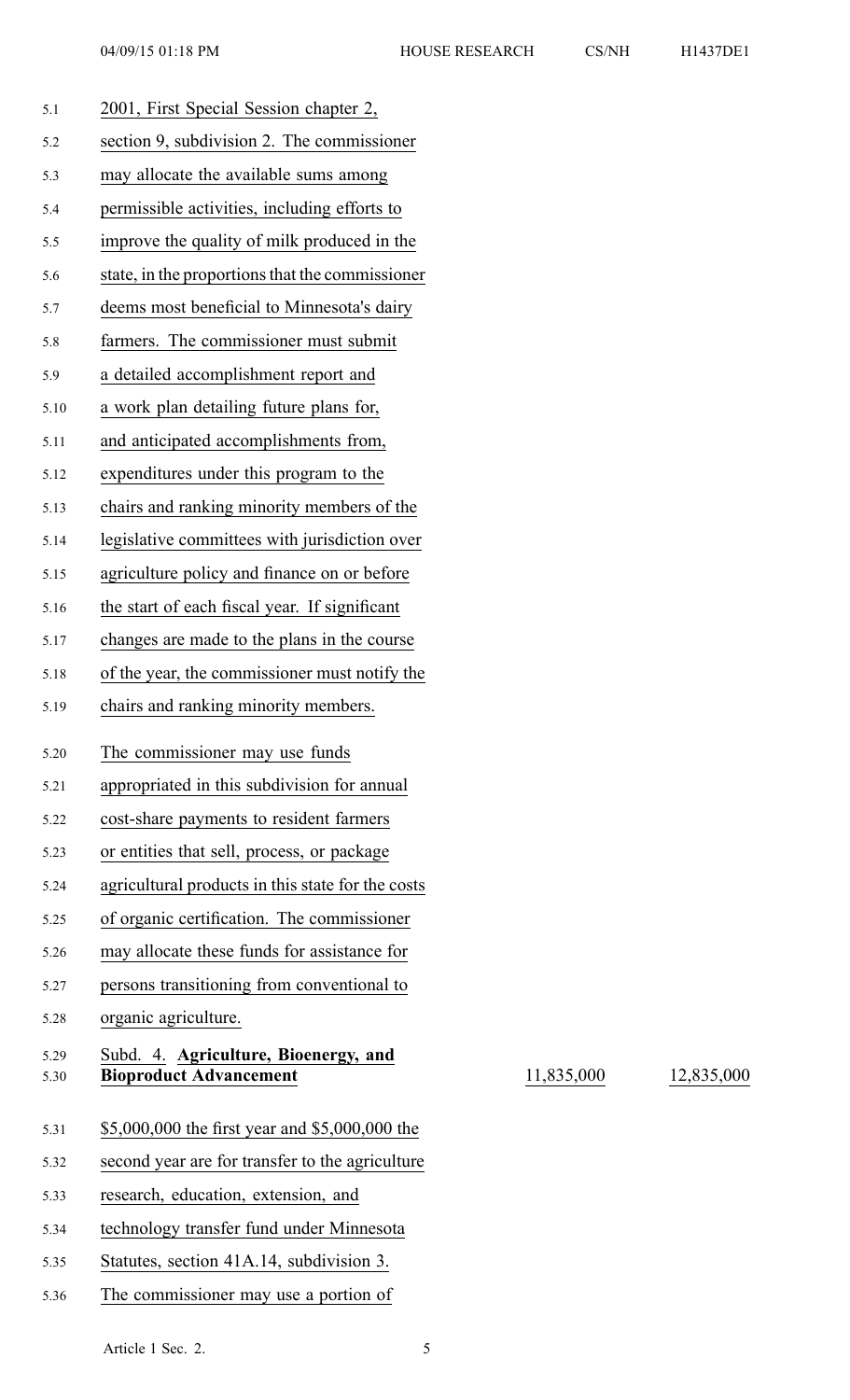2001, First Special Session chapter 2, section 9, subdivision 2. The commissioner may allocate the available sums among permissible activities, including efforts to improve the quality of milk produced in the state, in the proportions that the commissioner deems most beneficial to Minnesota's dairy farmers. The commissioner must submit a detailed accomplishment report and a work plan detailing future plans for, and anticipated accomplishments from, expenditures under this program to the chairs and ranking minority members of the legislative committees with jurisdiction over agriculture policy and finance on or before the start of each fiscal year. If significant changes are made to the plans in the course of the year, the commissioner must notify the chairs and ranking minority members.

The commissioner may use funds appropriated in this subdivision for annual cost-share payments to resident farmers or entities that sell, process, or package agricultural products in this state for the costs of organic certification. The commissioner may allocate these funds for assistance for persons transitioning from conventional to organic agriculture.

| | | |
|---|---|---|
| Subd. 4. **Agriculture, Bioenergy, and Bioproduct Advancement** | 11,835,000 | 12,835,000 |

$5,000,000 the first year and $5,000,000 the second year are for transfer to the agriculture research, education, extension, and technology transfer fund under Minnesota Statutes, section 41A.14, subdivision 3. The commissioner may use a portion of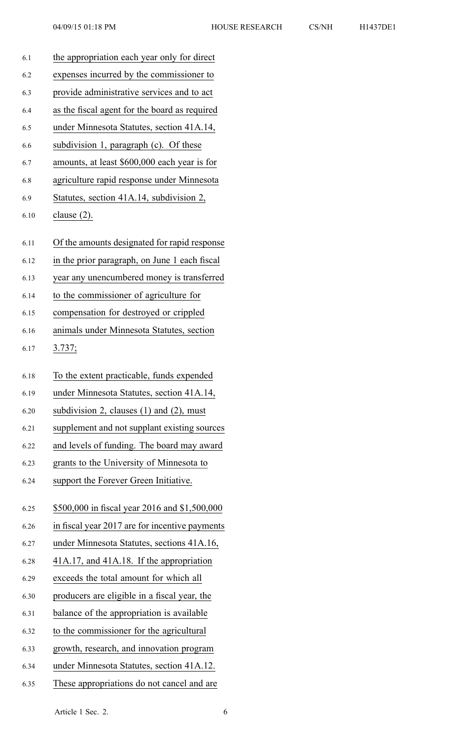the appropriation each year only for direct expenses incurred by the commissioner to provide administrative services and to act as the fiscal agent for the board as required under Minnesota Statutes, section 41A.14, subdivision 1, paragraph (c). Of these amounts, at least $600,000 each year is for agriculture rapid response under Minnesota Statutes, section 41A.14, subdivision 2, clause (2).

Of the amounts designated for rapid response in the prior paragraph, on June 1 each fiscal year any unencumbered money is transferred to the commissioner of agriculture for compensation for destroyed or crippled animals under Minnesota Statutes, section 3.737;

To the extent practicable, funds expended under Minnesota Statutes, section 41A.14, subdivision 2, clauses (1) and (2), must supplement and not supplant existing sources and levels of funding. The board may award grants to the University of Minnesota to support the Forever Green Initiative.

$500,000 in fiscal year 2016 and $1,500,000 in fiscal year 2017 are for incentive payments under Minnesota Statutes, sections 41A.16, 41A.17, and 41A.18. If the appropriation exceeds the total amount for which all producers are eligible in a fiscal year, the balance of the appropriation is available to the commissioner for the agricultural growth, research, and innovation program under Minnesota Statutes, section 41A.12. These appropriations do not cancel and are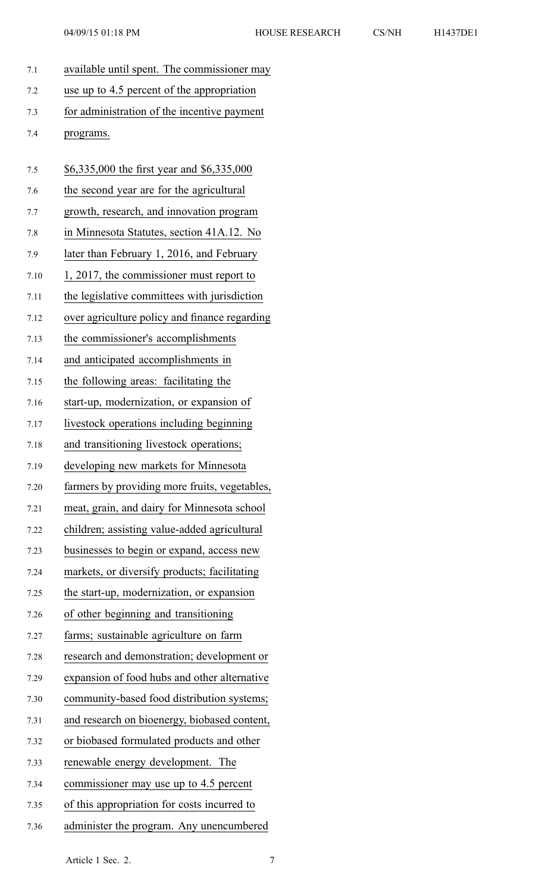available until spent. The commissioner may use up to 4.5 percent of the appropriation for administration of the incentive payment programs.

$6,335,000 the first year and $6,335,000 the second year are for the agricultural growth, research, and innovation program in Minnesota Statutes, section 41A.12. No later than February 1, 2016, and February 1, 2017, the commissioner must report to the legislative committees with jurisdiction over agriculture policy and finance regarding the commissioner's accomplishments and anticipated accomplishments in the following areas: facilitating the start-up, modernization, or expansion of livestock operations including beginning and transitioning livestock operations; developing new markets for Minnesota farmers by providing more fruits, vegetables, meat, grain, and dairy for Minnesota school children; assisting value-added agricultural businesses to begin or expand, access new markets, or diversify products; facilitating the start-up, modernization, or expansion of other beginning and transitioning farms; sustainable agriculture on farm research and demonstration; development or expansion of food hubs and other alternative community-based food distribution systems; and research on bioenergy, biobased content, or biobased formulated products and other renewable energy development. The commissioner may use up to 4.5 percent of this appropriation for costs incurred to administer the program. Any unencumbered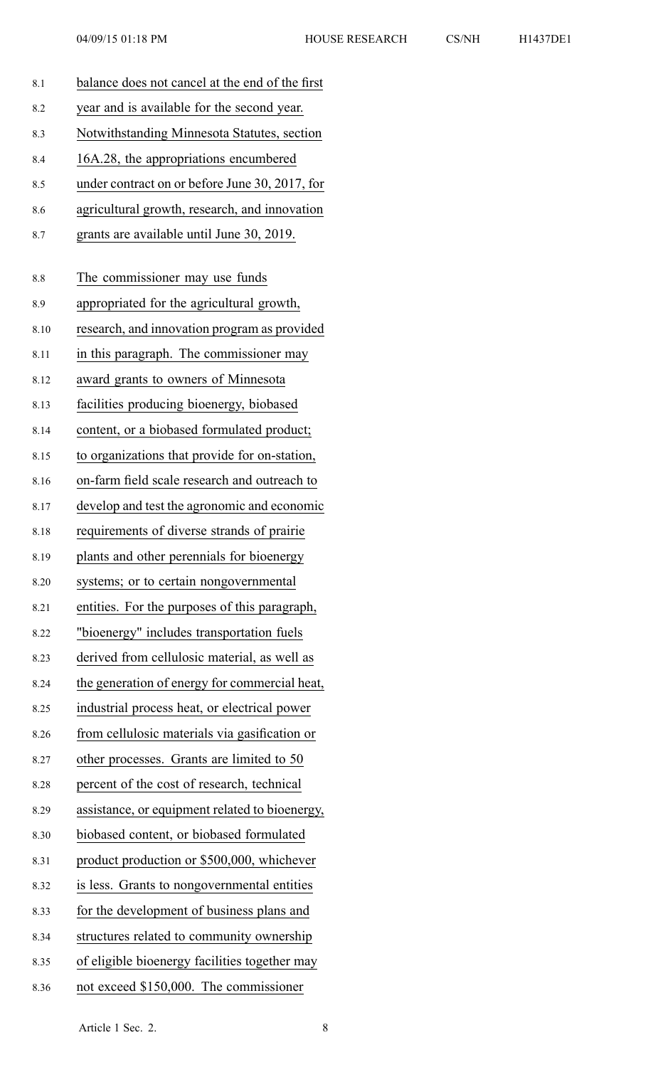balance does not cancel at the end of the first year and is available for the second year. Notwithstanding Minnesota Statutes, section 16A.28, the appropriations encumbered under contract on or before June 30, 2017, for agricultural growth, research, and innovation grants are available until June 30, 2019.

The commissioner may use funds appropriated for the agricultural growth, research, and innovation program as provided in this paragraph. The commissioner may award grants to owners of Minnesota facilities producing bioenergy, biobased content, or a biobased formulated product; to organizations that provide for on-station, on-farm field scale research and outreach to develop and test the agronomic and economic requirements of diverse strands of prairie plants and other perennials for bioenergy systems; or to certain nongovernmental entities. For the purposes of this paragraph, "bioenergy" includes transportation fuels derived from cellulosic material, as well as the generation of energy for commercial heat, industrial process heat, or electrical power from cellulosic materials via gasification or other processes. Grants are limited to 50 percent of the cost of research, technical assistance, or equipment related to bioenergy, biobased content, or biobased formulated product production or $500,000, whichever is less. Grants to nongovernmental entities for the development of business plans and structures related to community ownership of eligible bioenergy facilities together may not exceed $150,000. The commissioner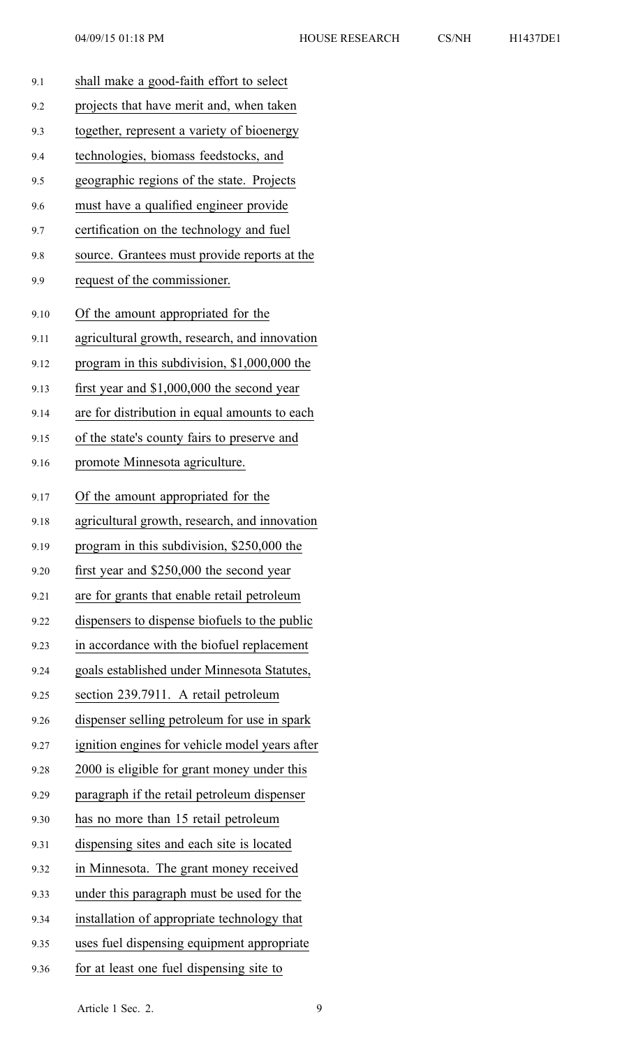shall make a good-faith effort to select projects that have merit and, when taken together, represent a variety of bioenergy technologies, biomass feedstocks, and geographic regions of the state. Projects must have a qualified engineer provide certification on the technology and fuel source. Grantees must provide reports at the request of the commissioner.

Of the amount appropriated for the agricultural growth, research, and innovation program in this subdivision, $1,000,000 the first year and $1,000,000 the second year are for distribution in equal amounts to each of the state's county fairs to preserve and promote Minnesota agriculture.

Of the amount appropriated for the agricultural growth, research, and innovation program in this subdivision, $250,000 the first year and $250,000 the second year are for grants that enable retail petroleum dispensers to dispense biofuels to the public in accordance with the biofuel replacement goals established under Minnesota Statutes, section 239.7911. A retail petroleum dispenser selling petroleum for use in spark ignition engines for vehicle model years after 2000 is eligible for grant money under this paragraph if the retail petroleum dispenser has no more than 15 retail petroleum dispensing sites and each site is located in Minnesota. The grant money received under this paragraph must be used for the installation of appropriate technology that uses fuel dispensing equipment appropriate for at least one fuel dispensing site to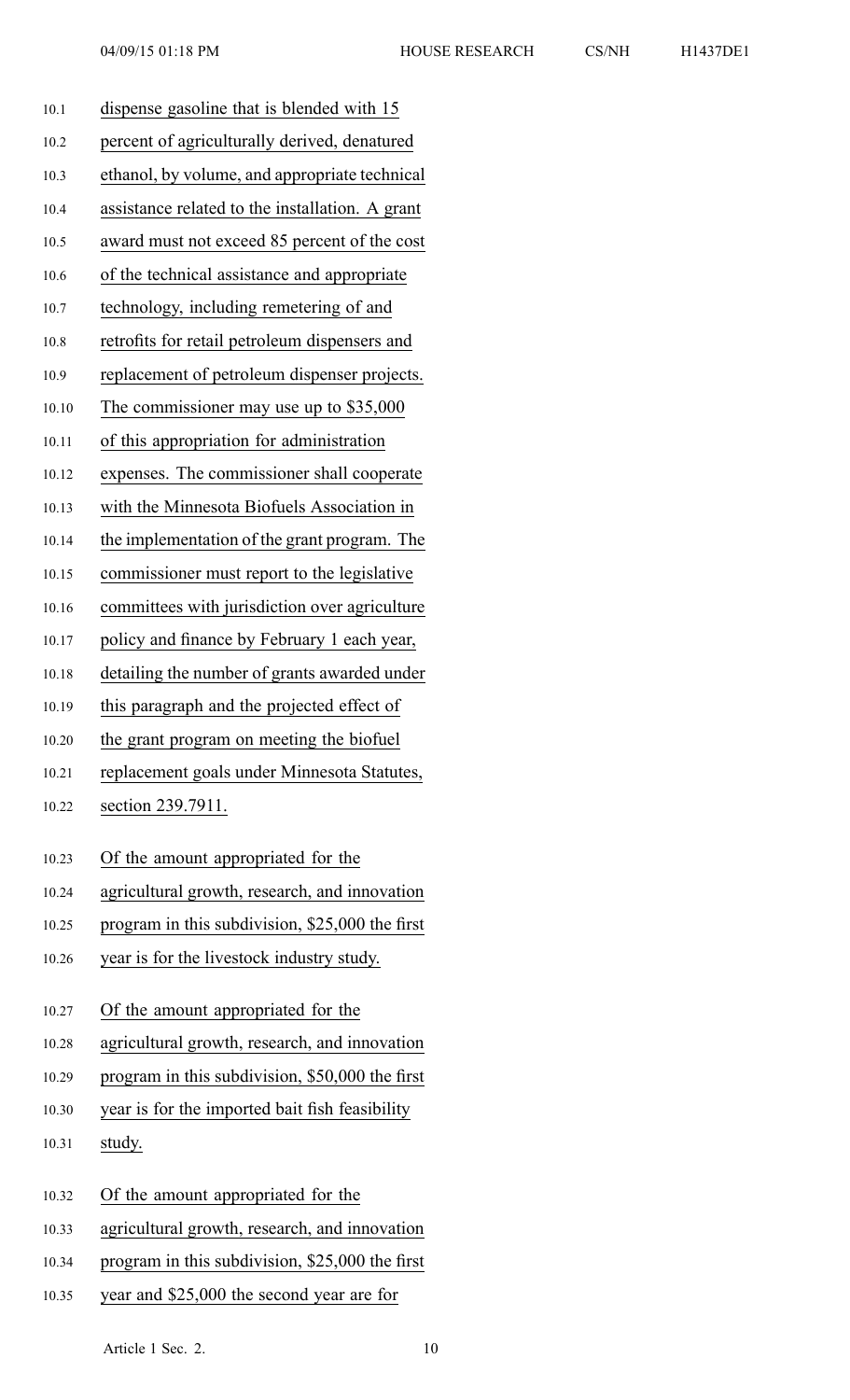dispense gasoline that is blended with 15 percent of agriculturally derived, denatured ethanol, by volume, and appropriate technical assistance related to the installation. A grant award must not exceed 85 percent of the cost of the technical assistance and appropriate technology, including remetering of and retrofits for retail petroleum dispensers and replacement of petroleum dispenser projects. The commissioner may use up to $35,000 of this appropriation for administration expenses. The commissioner shall cooperate with the Minnesota Biofuels Association in the implementation of the grant program. The commissioner must report to the legislative committees with jurisdiction over agriculture policy and finance by February 1 each year, detailing the number of grants awarded under this paragraph and the projected effect of the grant program on meeting the biofuel replacement goals under Minnesota Statutes, section 239.7911.

Of the amount appropriated for the agricultural growth, research, and innovation program in this subdivision, $25,000 the first year is for the livestock industry study.

Of the amount appropriated for the agricultural growth, research, and innovation program in this subdivision, $50,000 the first year is for the imported bait fish feasibility study.

Of the amount appropriated for the agricultural growth, research, and innovation program in this subdivision, $25,000 the first year and $25,000 the second year are for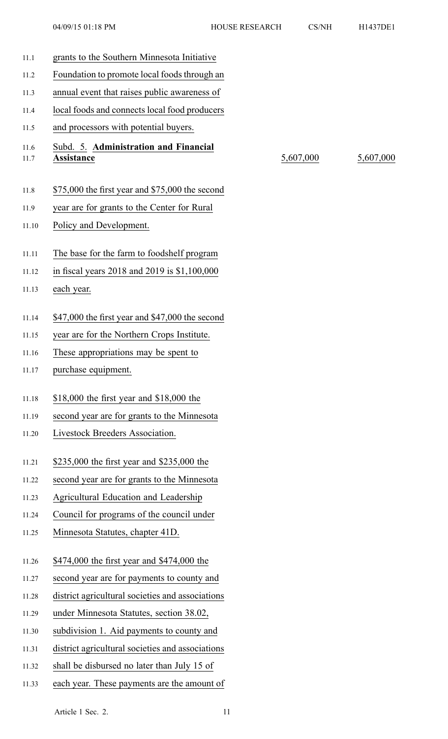grants to the Southern Minnesota Initiative Foundation to promote local foods through an annual event that raises public awareness of local foods and connects local food producers and processors with potential buyers.

| | | |
|---|---|---|
| Subd. 5. **Administration and Financial Assistance** | 5,607,000 | 5,607,000 |

$75,000 the first year and $75,000 the second year are for grants to the Center for Rural Policy and Development.

The base for the farm to foodshelf program in fiscal years 2018 and 2019 is $1,100,000 each year.

$47,000 the first year and $47,000 the second year are for the Northern Crops Institute. These appropriations may be spent to purchase equipment.

$18,000 the first year and $18,000 the second year are for grants to the Minnesota Livestock Breeders Association.

$235,000 the first year and $235,000 the second year are for grants to the Minnesota Agricultural Education and Leadership Council for programs of the council under Minnesota Statutes, chapter 41D.

$474,000 the first year and $474,000 the second year are for payments to county and district agricultural societies and associations under Minnesota Statutes, section 38.02, subdivision 1. Aid payments to county and district agricultural societies and associations shall be disbursed no later than July 15 of each year. These payments are the amount of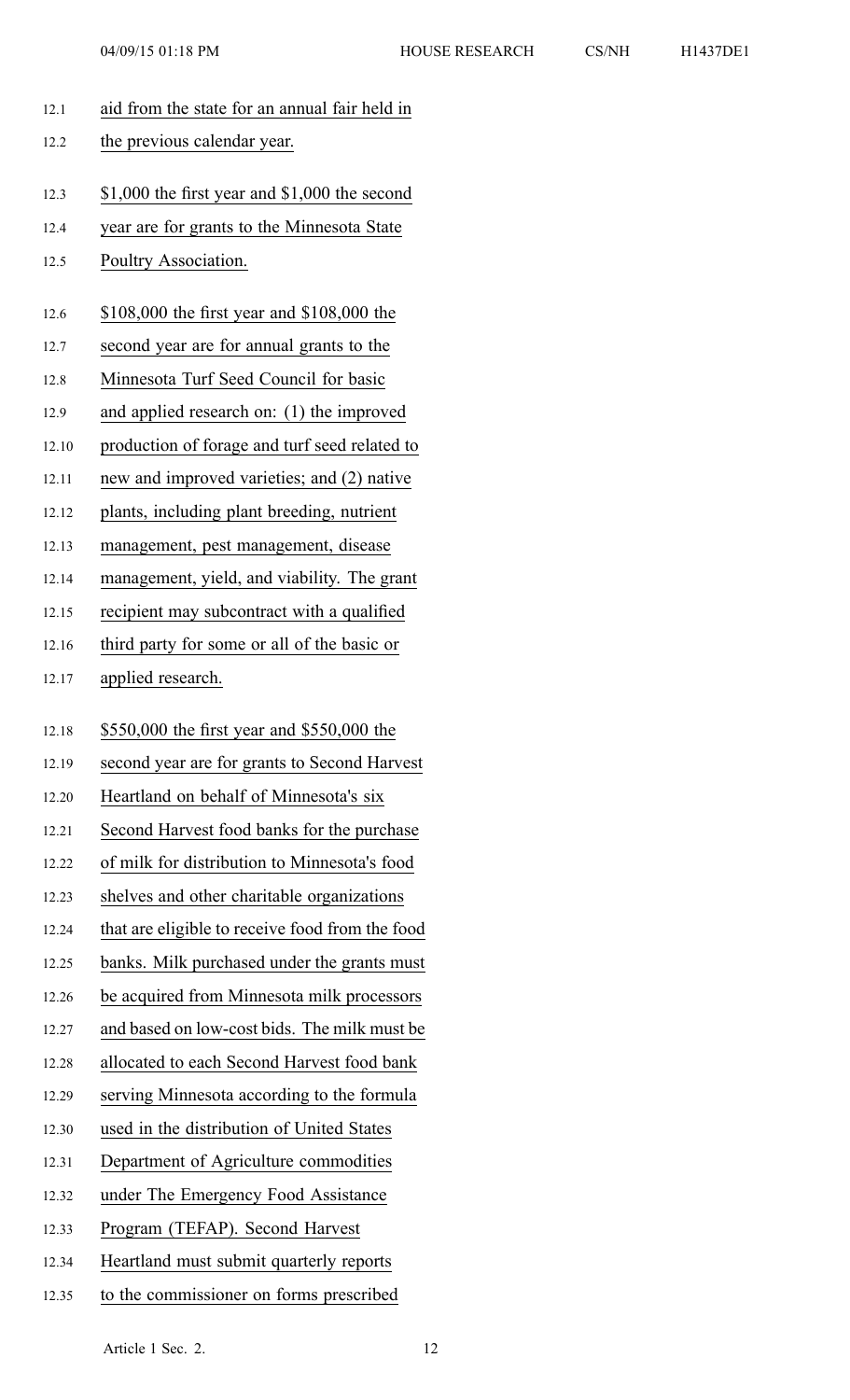aid from the state for an annual fair held in the previous calendar year.

$1,000 the first year and $1,000 the second year are for grants to the Minnesota State Poultry Association.

$108,000 the first year and $108,000 the second year are for annual grants to the Minnesota Turf Seed Council for basic and applied research on: (1) the improved production of forage and turf seed related to new and improved varieties; and (2) native plants, including plant breeding, nutrient management, pest management, disease management, yield, and viability. The grant recipient may subcontract with a qualified third party for some or all of the basic or applied research.

$550,000 the first year and $550,000 the second year are for grants to Second Harvest Heartland on behalf of Minnesota's six Second Harvest food banks for the purchase of milk for distribution to Minnesota's food shelves and other charitable organizations that are eligible to receive food from the food banks. Milk purchased under the grants must be acquired from Minnesota milk processors and based on low-cost bids. The milk must be allocated to each Second Harvest food bank serving Minnesota according to the formula used in the distribution of United States Department of Agriculture commodities under The Emergency Food Assistance Program (TEFAP). Second Harvest Heartland must submit quarterly reports to the commissioner on forms prescribed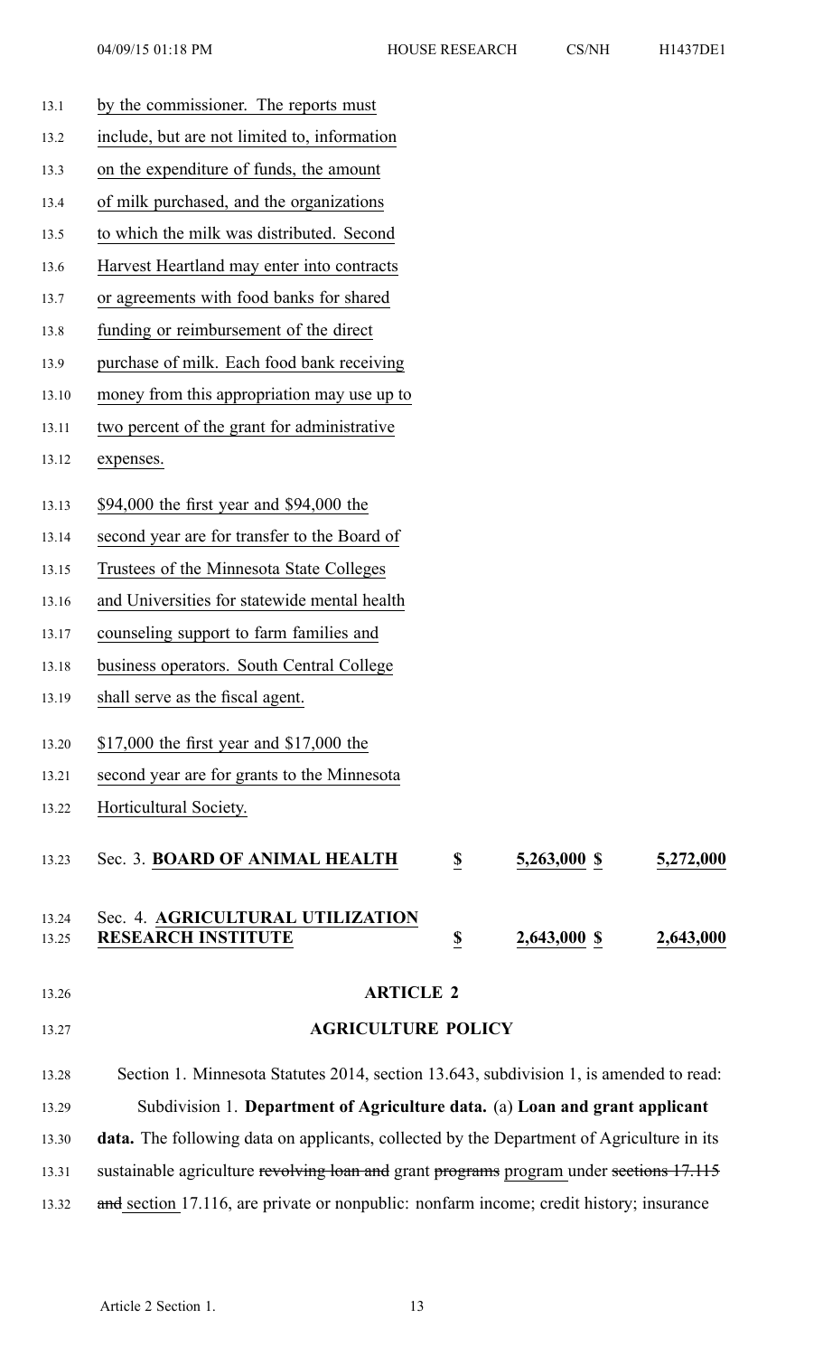by the commissioner. The reports must include, but are not limited to, information on the expenditure of funds, the amount of milk purchased, and the organizations to which the milk was distributed. Second Harvest Heartland may enter into contracts or agreements with food banks for shared funding or reimbursement of the direct purchase of milk. Each food bank receiving money from this appropriation may use up to two percent of the grant for administrative expenses.

$94,000 the first year and $94,000 the second year are for transfer to the Board of Trustees of the Minnesota State Colleges and Universities for statewide mental health counseling support to farm families and business operators. South Central College shall serve as the fiscal agent.

$17,000 the first year and $17,000 the second year are for grants to the Minnesota Horticultural Society.

| | | | |
|---|---|---|---|
| Sec. 3. **BOARD OF ANIMAL HEALTH** | **$** | **5,263,000 $** | **5,272,000** |
| Sec. 4. **AGRICULTURAL UTILIZATION RESEARCH INSTITUTE** | **$** | **2,643,000 $** | **2,643,000** |

## ARTICLE 2

## AGRICULTURE POLICY

Section 1. Minnesota Statutes 2014, section 13.643, subdivision 1, is amended to read:

Subdivision 1. **Department of Agriculture data.** (a) **Loan and grant applicant data.** The following data on applicants, collected by the Department of Agriculture in its sustainable agriculture ~~revolving loan and~~ grant ~~programs~~ program under ~~sections 17.115 and~~ section 17.116, are private or nonpublic: nonfarm income; credit history; insurance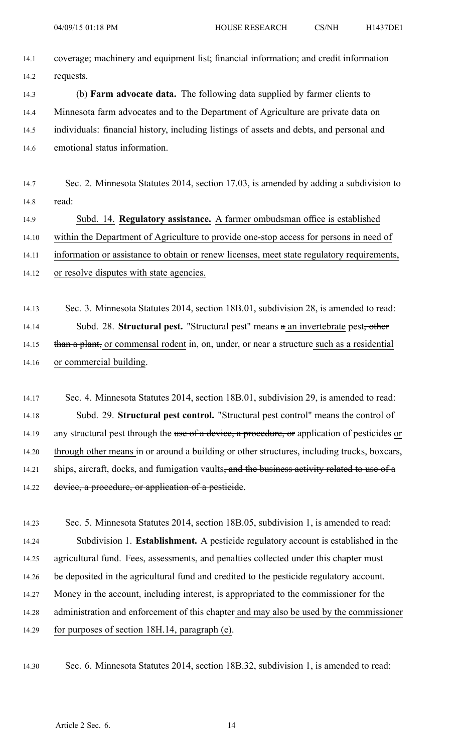coverage; machinery and equipment list; financial information; and credit information requests.

(b) **Farm advocate data.** The following data supplied by farmer clients to Minnesota farm advocates and to the Department of Agriculture are private data on individuals: financial history, including listings of assets and debts, and personal and emotional status information.

Sec. 2. Minnesota Statutes 2014, section 17.03, is amended by adding a subdivision to read:

Subd. 14. **Regulatory assistance.** A farmer ombudsman office is established within the Department of Agriculture to provide one-stop access for persons in need of information or assistance to obtain or renew licenses, meet state regulatory requirements, or resolve disputes with state agencies.

Sec. 3. Minnesota Statutes 2014, section 18B.01, subdivision 28, is amended to read:

Subd. 28. **Structural pest.** "Structural pest" means ~~a~~ an invertebrate pest~~, other than a plant,~~ or commensal rodent in, on, under, or near a structure such as a residential or commercial building.

Sec. 4. Minnesota Statutes 2014, section 18B.01, subdivision 29, is amended to read:

Subd. 29. **Structural pest control.** "Structural pest control" means the control of any structural pest through the ~~use of a device, a procedure, or~~ application of pesticides or through other means in or around a building or other structures, including trucks, boxcars, ships, aircraft, docks, and fumigation vaults~~, and the business activity related to use of a device, a procedure, or application of a pesticide~~.

Sec. 5. Minnesota Statutes 2014, section 18B.05, subdivision 1, is amended to read:

Subdivision 1. **Establishment.** A pesticide regulatory account is established in the agricultural fund. Fees, assessments, and penalties collected under this chapter must be deposited in the agricultural fund and credited to the pesticide regulatory account. Money in the account, including interest, is appropriated to the commissioner for the administration and enforcement of this chapter and may also be used by the commissioner for purposes of section 18H.14, paragraph (e).

Sec. 6. Minnesota Statutes 2014, section 18B.32, subdivision 1, is amended to read: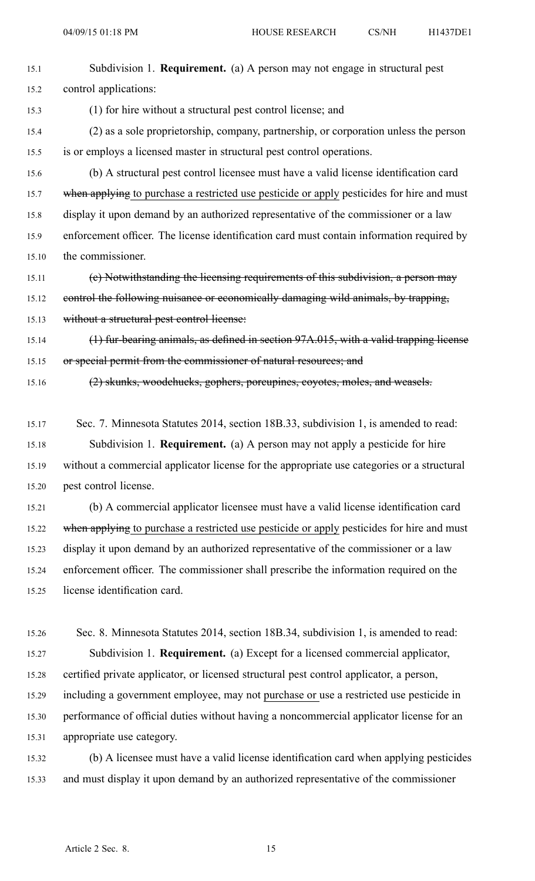Subdivision 1. **Requirement.** (a) A person may not engage in structural pest control applications:

(1) for hire without a structural pest control license; and

(2) as a sole proprietorship, company, partnership, or corporation unless the person is or employs a licensed master in structural pest control operations.

(b) A structural pest control licensee must have a valid license identification card ~~when applying~~ to purchase a restricted use pesticide or apply pesticides for hire and must display it upon demand by an authorized representative of the commissioner or a law enforcement officer. The license identification card must contain information required by the commissioner.

~~(c) Notwithstanding the licensing requirements of this subdivision, a person may control the following nuisance or economically damaging wild animals, by trapping, without a structural pest control license:~~

~~(1) fur-bearing animals, as defined in section 97A.015, with a valid trapping license or special permit from the commissioner of natural resources; and~~

~~(2) skunks, woodchucks, gophers, porcupines, coyotes, moles, and weasels.~~

Sec. 7. Minnesota Statutes 2014, section 18B.33, subdivision 1, is amended to read:

Subdivision 1. **Requirement.** (a) A person may not apply a pesticide for hire without a commercial applicator license for the appropriate use categories or a structural pest control license.

(b) A commercial applicator licensee must have a valid license identification card ~~when applying~~ to purchase a restricted use pesticide or apply pesticides for hire and must display it upon demand by an authorized representative of the commissioner or a law enforcement officer. The commissioner shall prescribe the information required on the license identification card.

Sec. 8. Minnesota Statutes 2014, section 18B.34, subdivision 1, is amended to read:

Subdivision 1. **Requirement.** (a) Except for a licensed commercial applicator, certified private applicator, or licensed structural pest control applicator, a person, including a government employee, may not purchase or use a restricted use pesticide in performance of official duties without having a noncommercial applicator license for an appropriate use category.

(b) A licensee must have a valid license identification card when applying pesticides and must display it upon demand by an authorized representative of the commissioner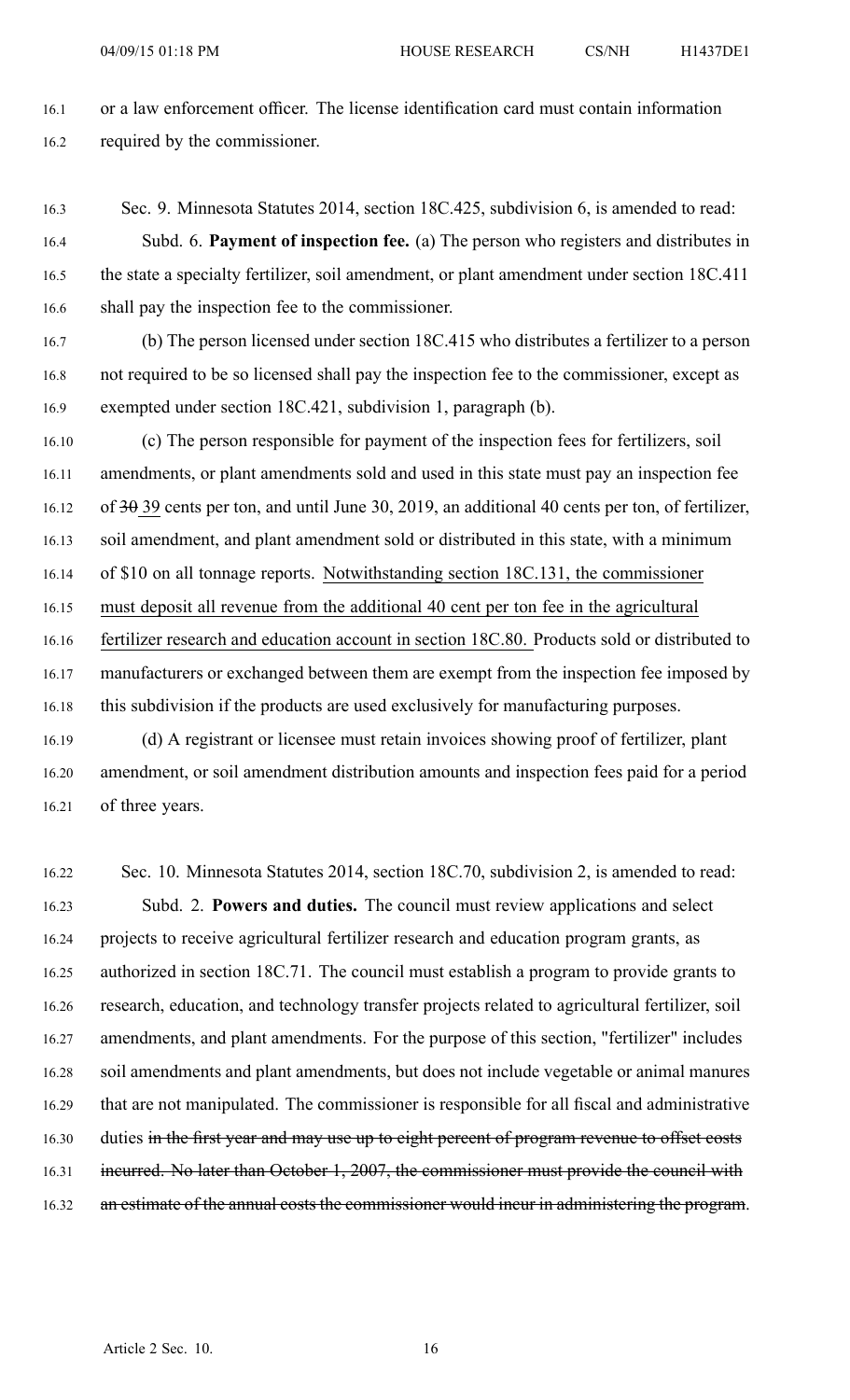or a law enforcement officer. The license identification card must contain information required by the commissioner.

Sec. 9. Minnesota Statutes 2014, section 18C.425, subdivision 6, is amended to read:

Subd. 6. **Payment of inspection fee.** (a) The person who registers and distributes in the state a specialty fertilizer, soil amendment, or plant amendment under section 18C.411 shall pay the inspection fee to the commissioner.

(b) The person licensed under section 18C.415 who distributes a fertilizer to a person not required to be so licensed shall pay the inspection fee to the commissioner, except as exempted under section 18C.421, subdivision 1, paragraph (b).

(c) The person responsible for payment of the inspection fees for fertilizers, soil amendments, or plant amendments sold and used in this state must pay an inspection fee of ~~30~~ <u>39</u> cents per ton, and until June 30, 2019, an additional 40 cents per ton, of fertilizer, soil amendment, and plant amendment sold or distributed in this state, with a minimum of $10 on all tonnage reports. <u>Notwithstanding section 18C.131, the commissioner must deposit all revenue from the additional 40 cent per ton fee in the agricultural fertilizer research and education account in section 18C.80.</u> Products sold or distributed to manufacturers or exchanged between them are exempt from the inspection fee imposed by this subdivision if the products are used exclusively for manufacturing purposes.

(d) A registrant or licensee must retain invoices showing proof of fertilizer, plant amendment, or soil amendment distribution amounts and inspection fees paid for a period of three years.

Sec. 10. Minnesota Statutes 2014, section 18C.70, subdivision 2, is amended to read:

Subd. 2. **Powers and duties.** The council must review applications and select projects to receive agricultural fertilizer research and education program grants, as authorized in section 18C.71. The council must establish a program to provide grants to research, education, and technology transfer projects related to agricultural fertilizer, soil amendments, and plant amendments. For the purpose of this section, "fertilizer" includes soil amendments and plant amendments, but does not include vegetable or animal manures that are not manipulated. The commissioner is responsible for all fiscal and administrative duties ~~in the first year and may use up to eight percent of program revenue to offset costs incurred. No later than October 1, 2007, the commissioner must provide the council with an estimate of the annual costs the commissioner would incur in administering the program~~.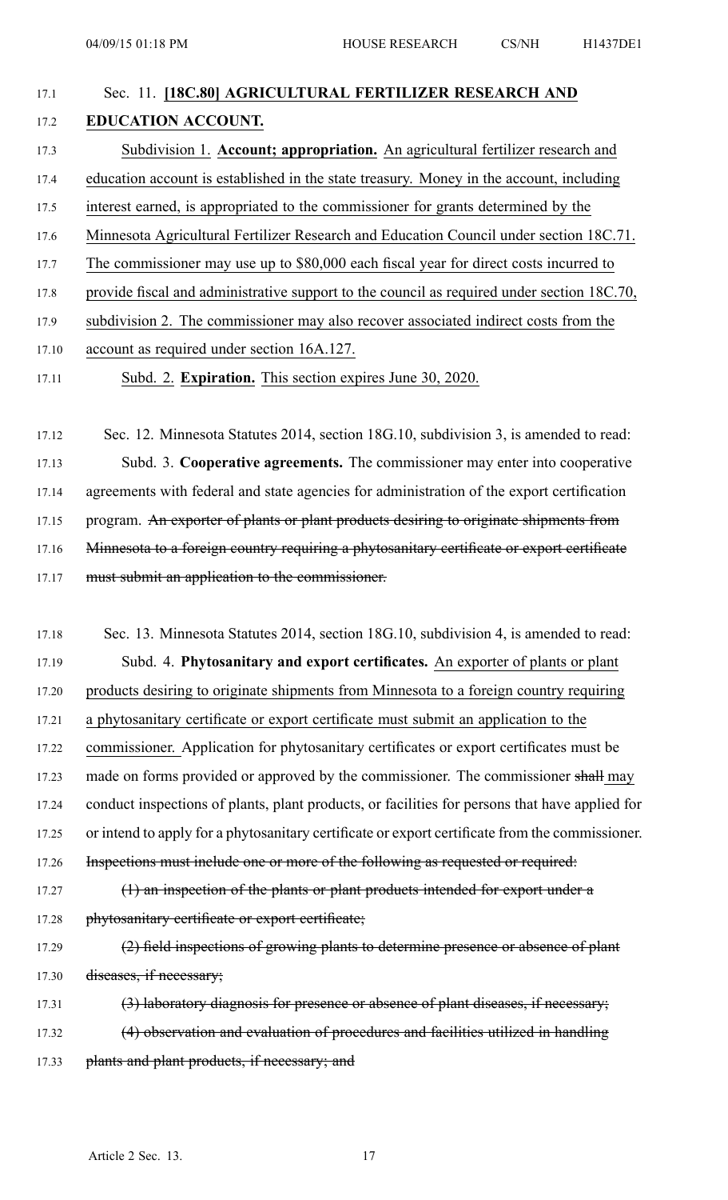Sec. 11. **[18C.80] AGRICULTURAL FERTILIZER RESEARCH AND EDUCATION ACCOUNT.**

Subdivision 1. **Account; appropriation.** An agricultural fertilizer research and education account is established in the state treasury. Money in the account, including interest earned, is appropriated to the commissioner for grants determined by the Minnesota Agricultural Fertilizer Research and Education Council under section 18C.71. The commissioner may use up to $80,000 each fiscal year for direct costs incurred to provide fiscal and administrative support to the council as required under section 18C.70, subdivision 2. The commissioner may also recover associated indirect costs from the account as required under section 16A.127.

Subd. 2. **Expiration.** This section expires June 30, 2020.

Sec. 12. Minnesota Statutes 2014, section 18G.10, subdivision 3, is amended to read:

Subd. 3. **Cooperative agreements.** The commissioner may enter into cooperative agreements with federal and state agencies for administration of the export certification program. ~~An exporter of plants or plant products desiring to originate shipments from Minnesota to a foreign country requiring a phytosanitary certificate or export certificate must submit an application to the commissioner.~~

Sec. 13. Minnesota Statutes 2014, section 18G.10, subdivision 4, is amended to read:

Subd. 4. **Phytosanitary and export certificates.** An exporter of plants or plant products desiring to originate shipments from Minnesota to a foreign country requiring a phytosanitary certificate or export certificate must submit an application to the commissioner. Application for phytosanitary certificates or export certificates must be made on forms provided or approved by the commissioner. The commissioner ~~shall~~ may conduct inspections of plants, plant products, or facilities for persons that have applied for or intend to apply for a phytosanitary certificate or export certificate from the commissioner. ~~Inspections must include one or more of the following as requested or required:~~

~~(1) an inspection of the plants or plant products intended for export under a phytosanitary certificate or export certificate;~~

~~(2) field inspections of growing plants to determine presence or absence of plant diseases, if necessary;~~

~~(3) laboratory diagnosis for presence or absence of plant diseases, if necessary;~~

~~(4) observation and evaluation of procedures and facilities utilized in handling plants and plant products, if necessary; and~~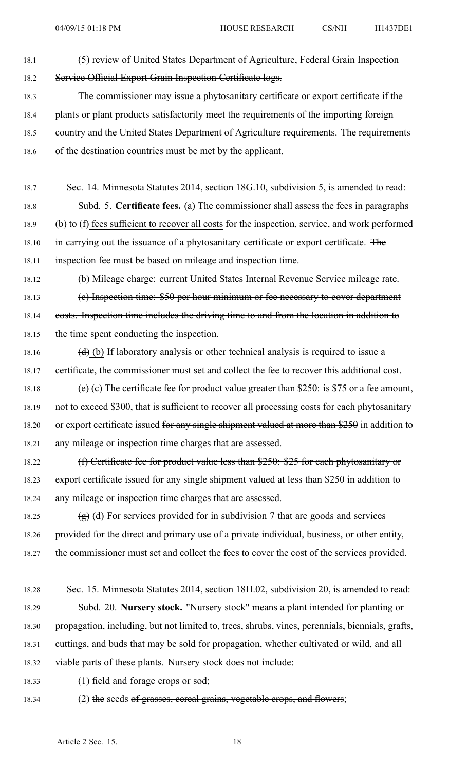~~(5) review of United States Department of Agriculture, Federal Grain Inspection Service Official Export Grain Inspection Certificate logs.~~

The commissioner may issue a phytosanitary certificate or export certificate if the plants or plant products satisfactorily meet the requirements of the importing foreign country and the United States Department of Agriculture requirements. The requirements of the destination countries must be met by the applicant.

Sec. 14. Minnesota Statutes 2014, section 18G.10, subdivision 5, is amended to read:

Subd. 5. **Certificate fees.** (a) The commissioner shall assess ~~the fees in paragraphs (b) to (f)~~ fees sufficient to recover all costs for the inspection, service, and work performed in carrying out the issuance of a phytosanitary certificate or export certificate. ~~The inspection fee must be based on mileage and inspection time.~~

~~(b) Mileage charge: current United States Internal Revenue Service mileage rate.~~

~~(c) Inspection time: $50 per hour minimum or fee necessary to cover department costs. Inspection time includes the driving time to and from the location in addition to the time spent conducting the inspection.~~

~~(d)~~ (b) If laboratory analysis or other technical analysis is required to issue a certificate, the commissioner must set and collect the fee to recover this additional cost.

~~(e)~~ (c) The certificate fee ~~for product value greater than $250:~~ is $75 or a fee amount, not to exceed $300, that is sufficient to recover all processing costs for each phytosanitary or export certificate issued ~~for any single shipment valued at more than $250~~ in addition to any mileage or inspection time charges that are assessed.

~~(f) Certificate fee for product value less than $250: $25 for each phytosanitary or export certificate issued for any single shipment valued at less than $250 in addition to any mileage or inspection time charges that are assessed.~~

~~(g)~~ (d) For services provided for in subdivision 7 that are goods and services provided for the direct and primary use of a private individual, business, or other entity, the commissioner must set and collect the fees to cover the cost of the services provided.

Sec. 15. Minnesota Statutes 2014, section 18H.02, subdivision 20, is amended to read:

Subd. 20. **Nursery stock.** "Nursery stock" means a plant intended for planting or propagation, including, but not limited to, trees, shrubs, vines, perennials, biennials, grafts, cuttings, and buds that may be sold for propagation, whether cultivated or wild, and all viable parts of these plants. Nursery stock does not include:

(1) field and forage crops or sod;

(2) ~~the~~ seeds ~~of grasses, cereal grains, vegetable crops, and flowers~~;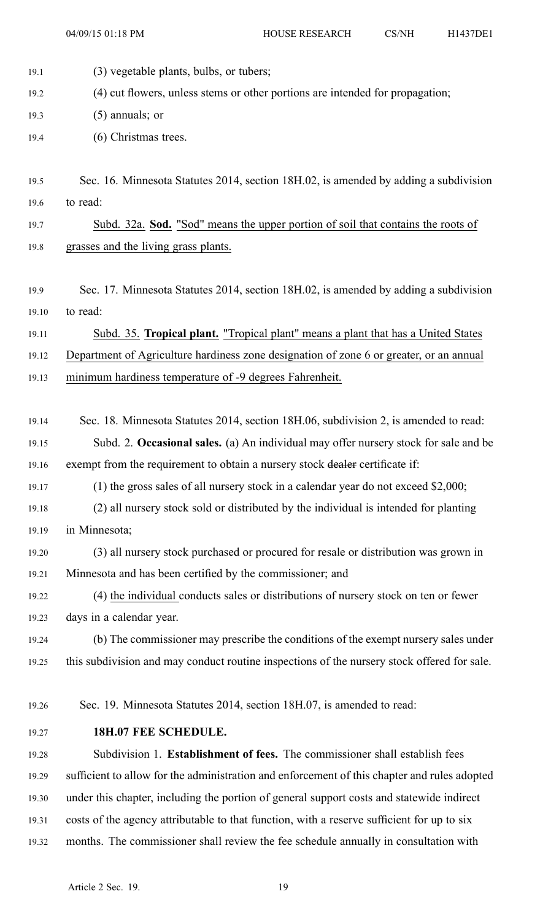(3) vegetable plants, bulbs, or tubers;

(4) cut flowers, unless stems or other portions are intended for propagation;

(5) annuals; or

(6) Christmas trees.

Sec. 16. Minnesota Statutes 2014, section 18H.02, is amended by adding a subdivision to read:

Subd. 32a. **Sod.** "Sod" means the upper portion of soil that contains the roots of grasses and the living grass plants.

Sec. 17. Minnesota Statutes 2014, section 18H.02, is amended by adding a subdivision to read:

Subd. 35. **Tropical plant.** "Tropical plant" means a plant that has a United States Department of Agriculture hardiness zone designation of zone 6 or greater, or an annual minimum hardiness temperature of -9 degrees Fahrenheit.

Sec. 18. Minnesota Statutes 2014, section 18H.06, subdivision 2, is amended to read:

Subd. 2. **Occasional sales.** (a) An individual may offer nursery stock for sale and be exempt from the requirement to obtain a nursery stock ~~dealer~~ certificate if:

(1) the gross sales of all nursery stock in a calendar year do not exceed $2,000;

(2) all nursery stock sold or distributed by the individual is intended for planting in Minnesota;

(3) all nursery stock purchased or procured for resale or distribution was grown in Minnesota and has been certified by the commissioner; and

(4) the individual conducts sales or distributions of nursery stock on ten or fewer days in a calendar year.

(b) The commissioner may prescribe the conditions of the exempt nursery sales under this subdivision and may conduct routine inspections of the nursery stock offered for sale.

Sec. 19. Minnesota Statutes 2014, section 18H.07, is amended to read:

**18H.07 FEE SCHEDULE.**

Subdivision 1. **Establishment of fees.** The commissioner shall establish fees sufficient to allow for the administration and enforcement of this chapter and rules adopted under this chapter, including the portion of general support costs and statewide indirect costs of the agency attributable to that function, with a reserve sufficient for up to six months. The commissioner shall review the fee schedule annually in consultation with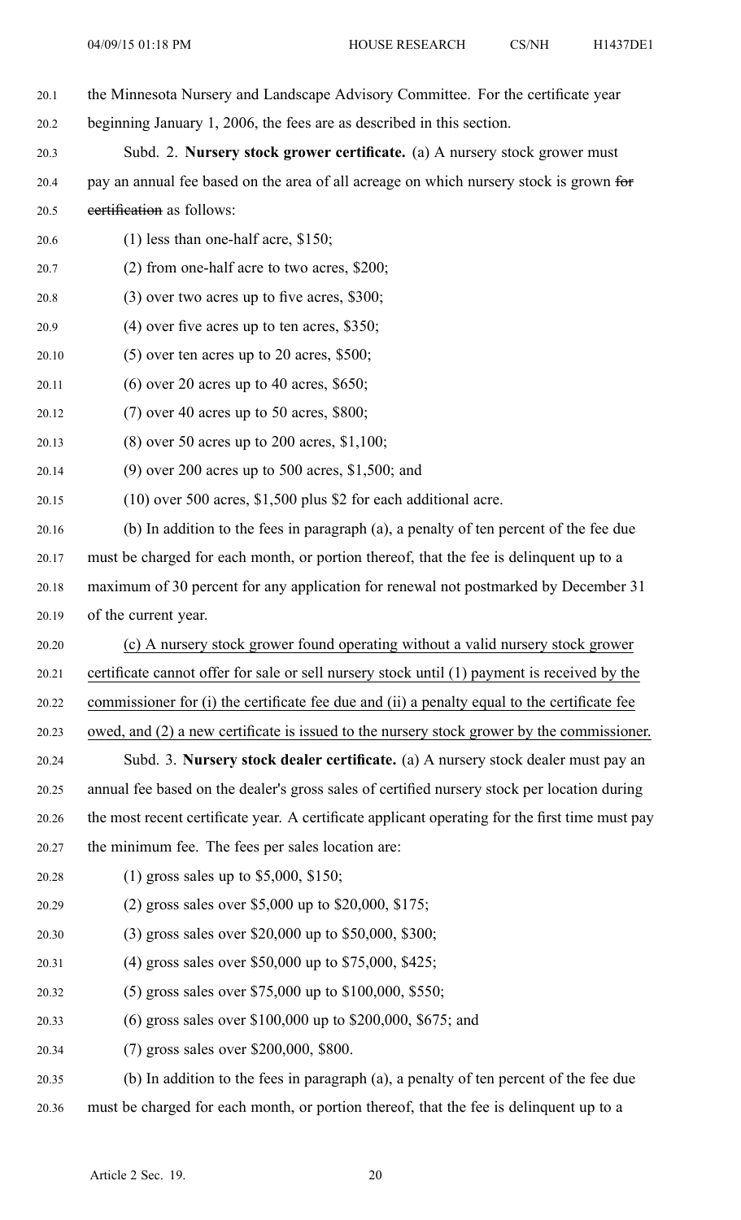the Minnesota Nursery and Landscape Advisory Committee. For the certificate year beginning January 1, 2006, the fees are as described in this section.

Subd. 2. **Nursery stock grower certificate.** (a) A nursery stock grower must pay an annual fee based on the area of all acreage on which nursery stock is grown ~~for certification~~ as follows:

(1) less than one-half acre, $150;

(2) from one-half acre to two acres, $200;

(3) over two acres up to five acres, $300;

(4) over five acres up to ten acres, $350;

(5) over ten acres up to 20 acres, $500;

(6) over 20 acres up to 40 acres, $650;

(7) over 40 acres up to 50 acres, $800;

(8) over 50 acres up to 200 acres, $1,100;

(9) over 200 acres up to 500 acres, $1,500; and

(10) over 500 acres, $1,500 plus $2 for each additional acre.

(b) In addition to the fees in paragraph (a), a penalty of ten percent of the fee due must be charged for each month, or portion thereof, that the fee is delinquent up to a maximum of 30 percent for any application for renewal not postmarked by December 31 of the current year.

<u>(c) A nursery stock grower found operating without a valid nursery stock grower certificate cannot offer for sale or sell nursery stock until (1) payment is received by the commissioner for (i) the certificate fee due and (ii) a penalty equal to the certificate fee owed, and (2) a new certificate is issued to the nursery stock grower by the commissioner.</u>

Subd. 3. **Nursery stock dealer certificate.** (a) A nursery stock dealer must pay an annual fee based on the dealer's gross sales of certified nursery stock per location during the most recent certificate year. A certificate applicant operating for the first time must pay the minimum fee. The fees per sales location are:

(1) gross sales up to $5,000, $150;

(2) gross sales over $5,000 up to $20,000, $175;

(3) gross sales over $20,000 up to $50,000, $300;

(4) gross sales over $50,000 up to $75,000, $425;

(5) gross sales over $75,000 up to $100,000, $550;

(6) gross sales over $100,000 up to $200,000, $675; and

(7) gross sales over $200,000, $800.

(b) In addition to the fees in paragraph (a), a penalty of ten percent of the fee due must be charged for each month, or portion thereof, that the fee is delinquent up to a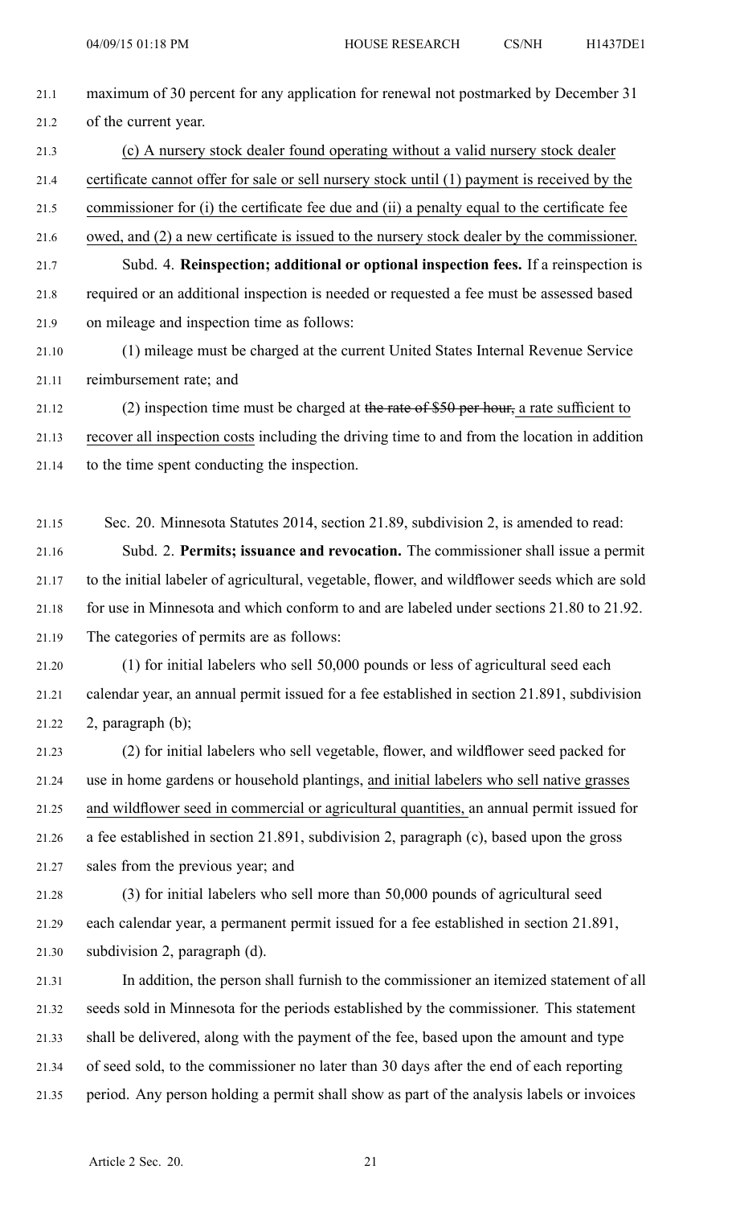maximum of 30 percent for any application for renewal not postmarked by December 31 of the current year.

(c) A nursery stock dealer found operating without a valid nursery stock dealer certificate cannot offer for sale or sell nursery stock until (1) payment is received by the commissioner for (i) the certificate fee due and (ii) a penalty equal to the certificate fee owed, and (2) a new certificate is issued to the nursery stock dealer by the commissioner.

Subd. 4. **Reinspection; additional or optional inspection fees.** If a reinspection is required or an additional inspection is needed or requested a fee must be assessed based on mileage and inspection time as follows:

(1) mileage must be charged at the current United States Internal Revenue Service reimbursement rate; and

(2) inspection time must be charged at ~~the rate of $50 per hour,~~ a rate sufficient to recover all inspection costs including the driving time to and from the location in addition to the time spent conducting the inspection.

Sec. 20. Minnesota Statutes 2014, section 21.89, subdivision 2, is amended to read:

Subd. 2. **Permits; issuance and revocation.** The commissioner shall issue a permit to the initial labeler of agricultural, vegetable, flower, and wildflower seeds which are sold for use in Minnesota and which conform to and are labeled under sections 21.80 to 21.92. The categories of permits are as follows:

(1) for initial labelers who sell 50,000 pounds or less of agricultural seed each calendar year, an annual permit issued for a fee established in section 21.891, subdivision 2, paragraph (b);

(2) for initial labelers who sell vegetable, flower, and wildflower seed packed for use in home gardens or household plantings, and initial labelers who sell native grasses and wildflower seed in commercial or agricultural quantities, an annual permit issued for a fee established in section 21.891, subdivision 2, paragraph (c), based upon the gross sales from the previous year; and

(3) for initial labelers who sell more than 50,000 pounds of agricultural seed each calendar year, a permanent permit issued for a fee established in section 21.891, subdivision 2, paragraph (d).

In addition, the person shall furnish to the commissioner an itemized statement of all seeds sold in Minnesota for the periods established by the commissioner. This statement shall be delivered, along with the payment of the fee, based upon the amount and type of seed sold, to the commissioner no later than 30 days after the end of each reporting period. Any person holding a permit shall show as part of the analysis labels or invoices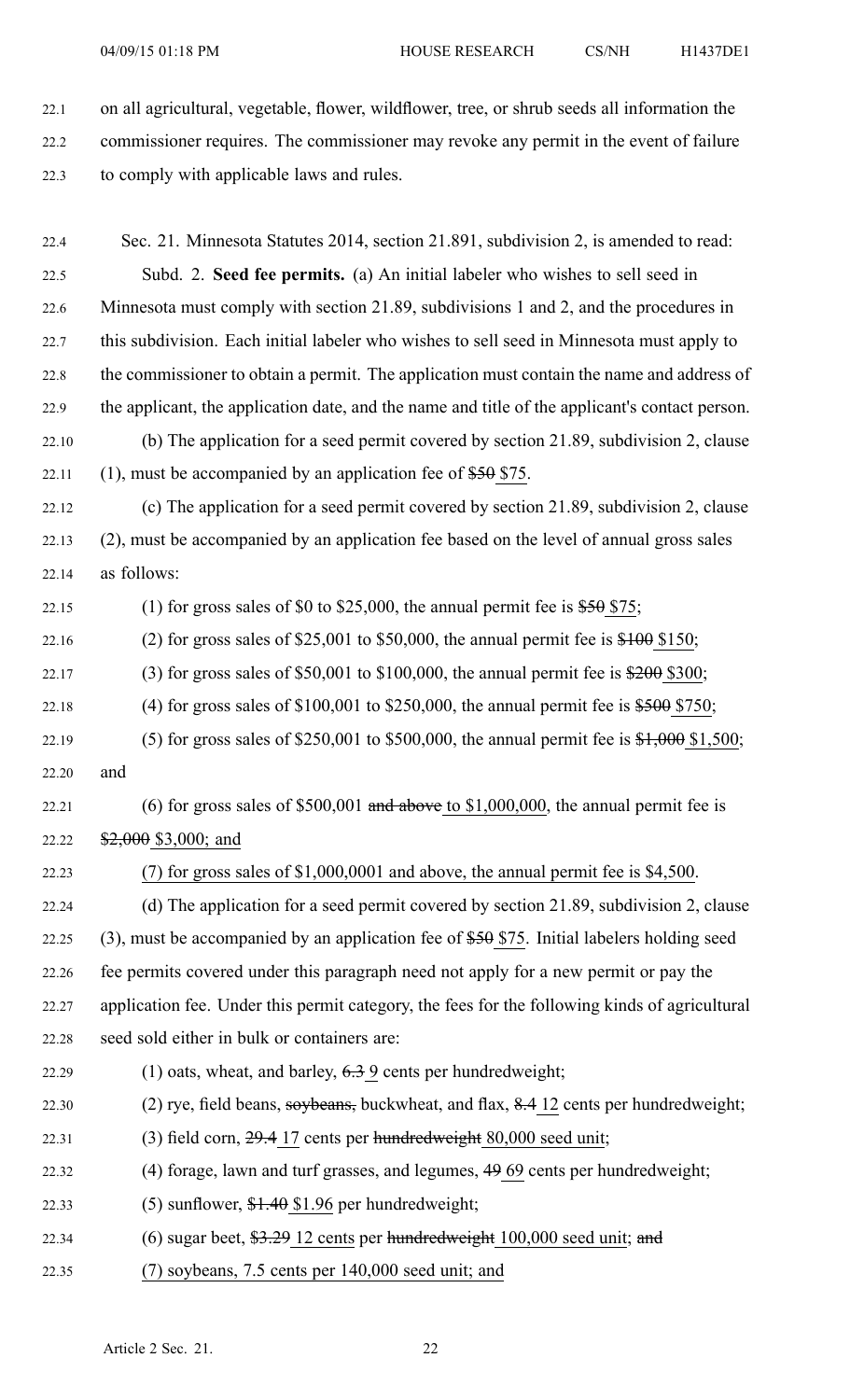on all agricultural, vegetable, flower, wildflower, tree, or shrub seeds all information the commissioner requires. The commissioner may revoke any permit in the event of failure to comply with applicable laws and rules.

Sec. 21. Minnesota Statutes 2014, section 21.891, subdivision 2, is amended to read:

Subd. 2. **Seed fee permits.** (a) An initial labeler who wishes to sell seed in Minnesota must comply with section 21.89, subdivisions 1 and 2, and the procedures in this subdivision. Each initial labeler who wishes to sell seed in Minnesota must apply to the commissioner to obtain a permit. The application must contain the name and address of the applicant, the application date, and the name and title of the applicant's contact person.

(b) The application for a seed permit covered by section 21.89, subdivision 2, clause (1), must be accompanied by an application fee of ~~$50~~ $75.

(c) The application for a seed permit covered by section 21.89, subdivision 2, clause (2), must be accompanied by an application fee based on the level of annual gross sales as follows:

(1) for gross sales of $0 to $25,000, the annual permit fee is ~~$50~~ $75;

(2) for gross sales of $25,001 to $50,000, the annual permit fee is ~~$100~~ $150;

(3) for gross sales of $50,001 to $100,000, the annual permit fee is ~~$200~~ $300;

(4) for gross sales of $100,001 to $250,000, the annual permit fee is ~~$500~~ $750;

(5) for gross sales of $250,001 to $500,000, the annual permit fee is ~~$1,000~~ $1,500; and

(6) for gross sales of $500,001 ~~and above~~ to $1,000,000, the annual permit fee is ~~$2,000~~ $3,000; and

(7) for gross sales of $1,000,0001 and above, the annual permit fee is $4,500.

(d) The application for a seed permit covered by section 21.89, subdivision 2, clause (3), must be accompanied by an application fee of ~~$50~~ $75. Initial labelers holding seed fee permits covered under this paragraph need not apply for a new permit or pay the application fee. Under this permit category, the fees for the following kinds of agricultural seed sold either in bulk or containers are:

(1) oats, wheat, and barley, ~~6.3~~ 9 cents per hundredweight;

(2) rye, field beans, ~~soybeans,~~ buckwheat, and flax, ~~8.4~~ 12 cents per hundredweight;

(3) field corn, ~~29.4~~ 17 cents per ~~hundredweight~~ 80,000 seed unit;

(4) forage, lawn and turf grasses, and legumes, ~~49~~ 69 cents per hundredweight;

(5) sunflower, ~~$1.40~~ $1.96 per hundredweight;

(6) sugar beet, ~~$3.29~~ 12 cents per ~~hundredweight~~ 100,000 seed unit; ~~and~~

(7) soybeans, 7.5 cents per 140,000 seed unit; and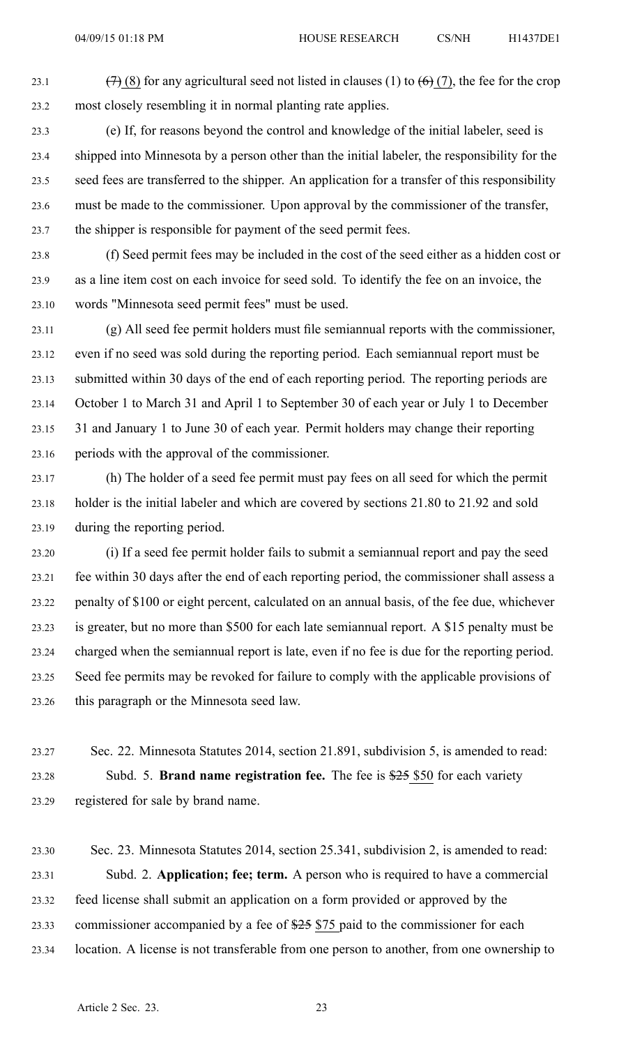~~(7)~~ (8) for any agricultural seed not listed in clauses (1) to ~~(6)~~ (7), the fee for the crop most closely resembling it in normal planting rate applies.

(e) If, for reasons beyond the control and knowledge of the initial labeler, seed is shipped into Minnesota by a person other than the initial labeler, the responsibility for the seed fees are transferred to the shipper. An application for a transfer of this responsibility must be made to the commissioner. Upon approval by the commissioner of the transfer, the shipper is responsible for payment of the seed permit fees.

(f) Seed permit fees may be included in the cost of the seed either as a hidden cost or as a line item cost on each invoice for seed sold. To identify the fee on an invoice, the words "Minnesota seed permit fees" must be used.

(g) All seed fee permit holders must file semiannual reports with the commissioner, even if no seed was sold during the reporting period. Each semiannual report must be submitted within 30 days of the end of each reporting period. The reporting periods are October 1 to March 31 and April 1 to September 30 of each year or July 1 to December 31 and January 1 to June 30 of each year. Permit holders may change their reporting periods with the approval of the commissioner.

(h) The holder of a seed fee permit must pay fees on all seed for which the permit holder is the initial labeler and which are covered by sections 21.80 to 21.92 and sold during the reporting period.

(i) If a seed fee permit holder fails to submit a semiannual report and pay the seed fee within 30 days after the end of each reporting period, the commissioner shall assess a penalty of $100 or eight percent, calculated on an annual basis, of the fee due, whichever is greater, but no more than $500 for each late semiannual report. A $15 penalty must be charged when the semiannual report is late, even if no fee is due for the reporting period. Seed fee permits may be revoked for failure to comply with the applicable provisions of this paragraph or the Minnesota seed law.

Sec. 22. Minnesota Statutes 2014, section 21.891, subdivision 5, is amended to read:

Subd. 5. **Brand name registration fee.** The fee is ~~$25~~ $50 for each variety registered for sale by brand name.

Sec. 23. Minnesota Statutes 2014, section 25.341, subdivision 2, is amended to read:

Subd. 2. **Application; fee; term.** A person who is required to have a commercial feed license shall submit an application on a form provided or approved by the commissioner accompanied by a fee of ~~$25~~ $75 paid to the commissioner for each location. A license is not transferable from one person to another, from one ownership to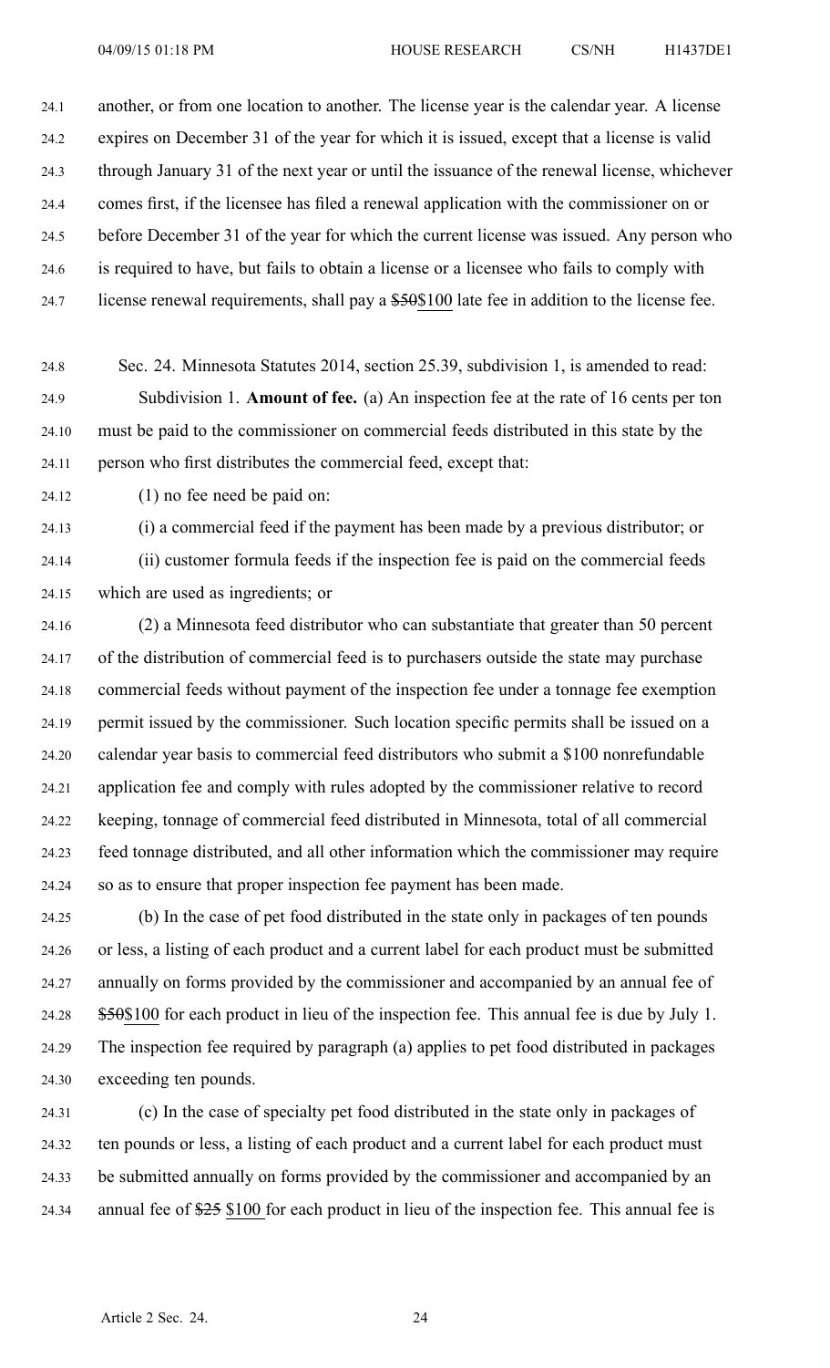another, or from one location to another. The license year is the calendar year. A license expires on December 31 of the year for which it is issued, except that a license is valid through January 31 of the next year or until the issuance of the renewal license, whichever comes first, if the licensee has filed a renewal application with the commissioner on or before December 31 of the year for which the current license was issued. Any person who is required to have, but fails to obtain a license or a licensee who fails to comply with license renewal requirements, shall pay a ~~$50~~$100 late fee in addition to the license fee.

Sec. 24. Minnesota Statutes 2014, section 25.39, subdivision 1, is amended to read:

Subdivision 1. **Amount of fee.** (a) An inspection fee at the rate of 16 cents per ton must be paid to the commissioner on commercial feeds distributed in this state by the person who first distributes the commercial feed, except that:

(1) no fee need be paid on:

(i) a commercial feed if the payment has been made by a previous distributor; or

(ii) customer formula feeds if the inspection fee is paid on the commercial feeds which are used as ingredients; or

(2) a Minnesota feed distributor who can substantiate that greater than 50 percent of the distribution of commercial feed is to purchasers outside the state may purchase commercial feeds without payment of the inspection fee under a tonnage fee exemption permit issued by the commissioner. Such location specific permits shall be issued on a calendar year basis to commercial feed distributors who submit a $100 nonrefundable application fee and comply with rules adopted by the commissioner relative to record keeping, tonnage of commercial feed distributed in Minnesota, total of all commercial feed tonnage distributed, and all other information which the commissioner may require so as to ensure that proper inspection fee payment has been made.

(b) In the case of pet food distributed in the state only in packages of ten pounds or less, a listing of each product and a current label for each product must be submitted annually on forms provided by the commissioner and accompanied by an annual fee of ~~$50~~$100 for each product in lieu of the inspection fee. This annual fee is due by July 1. The inspection fee required by paragraph (a) applies to pet food distributed in packages exceeding ten pounds.

(c) In the case of specialty pet food distributed in the state only in packages of ten pounds or less, a listing of each product and a current label for each product must be submitted annually on forms provided by the commissioner and accompanied by an annual fee of ~~$25~~ $100 for each product in lieu of the inspection fee. This annual fee is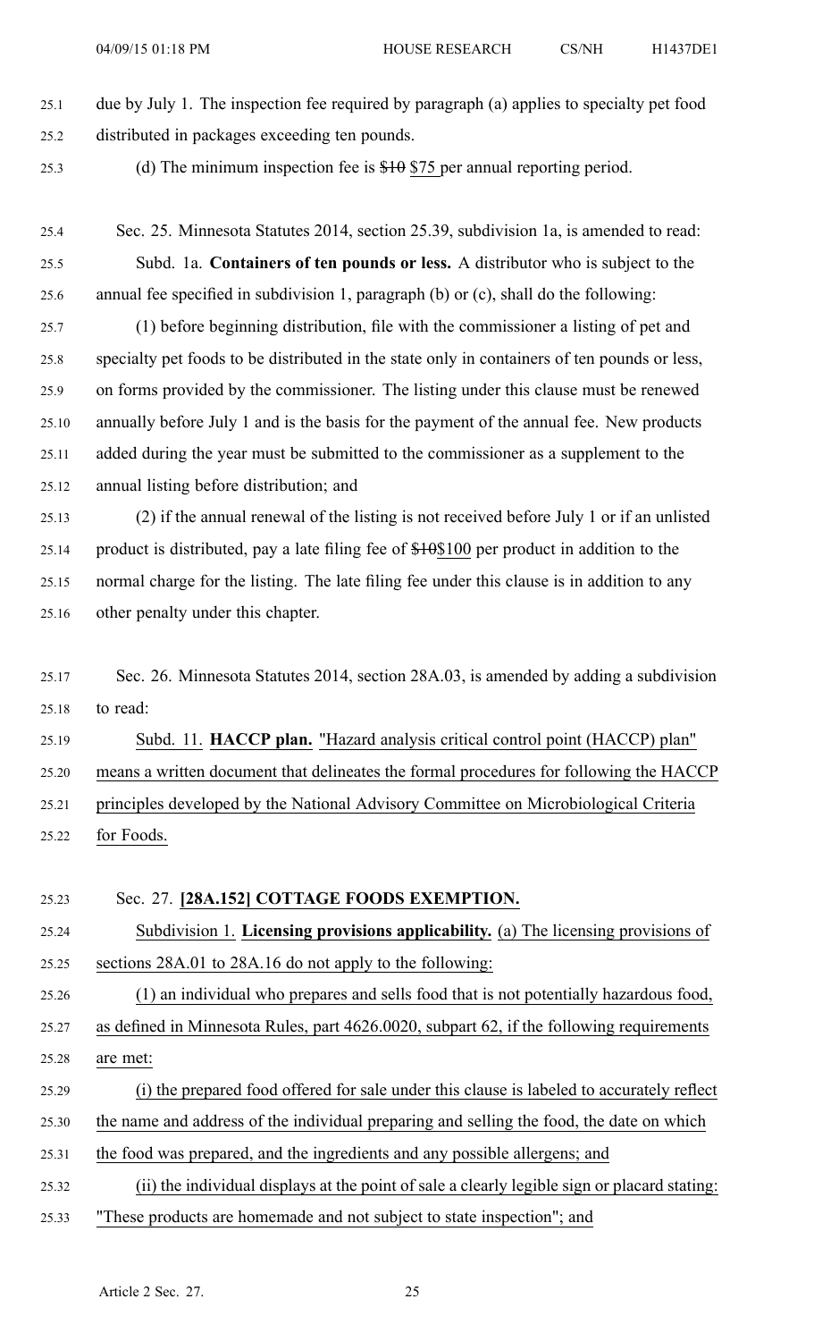due by July 1. The inspection fee required by paragraph (a) applies to specialty pet food distributed in packages exceeding ten pounds.

(d) The minimum inspection fee is ~~$10~~ $75 per annual reporting period.

Sec. 25. Minnesota Statutes 2014, section 25.39, subdivision 1a, is amended to read:

Subd. 1a. **Containers of ten pounds or less.** A distributor who is subject to the annual fee specified in subdivision 1, paragraph (b) or (c), shall do the following:

(1) before beginning distribution, file with the commissioner a listing of pet and specialty pet foods to be distributed in the state only in containers of ten pounds or less, on forms provided by the commissioner. The listing under this clause must be renewed annually before July 1 and is the basis for the payment of the annual fee. New products added during the year must be submitted to the commissioner as a supplement to the annual listing before distribution; and

(2) if the annual renewal of the listing is not received before July 1 or if an unlisted product is distributed, pay a late filing fee of ~~$10~~$100 per product in addition to the normal charge for the listing. The late filing fee under this clause is in addition to any other penalty under this chapter.

Sec. 26. Minnesota Statutes 2014, section 28A.03, is amended by adding a subdivision to read:

Subd. 11. **HACCP plan.** "Hazard analysis critical control point (HACCP) plan" means a written document that delineates the formal procedures for following the HACCP principles developed by the National Advisory Committee on Microbiological Criteria for Foods.

Sec. 27. **[28A.152] COTTAGE FOODS EXEMPTION.**

Subdivision 1. **Licensing provisions applicability.** (a) The licensing provisions of sections 28A.01 to 28A.16 do not apply to the following:

(1) an individual who prepares and sells food that is not potentially hazardous food, as defined in Minnesota Rules, part 4626.0020, subpart 62, if the following requirements are met:

(i) the prepared food offered for sale under this clause is labeled to accurately reflect the name and address of the individual preparing and selling the food, the date on which the food was prepared, and the ingredients and any possible allergens; and

(ii) the individual displays at the point of sale a clearly legible sign or placard stating: "These products are homemade and not subject to state inspection"; and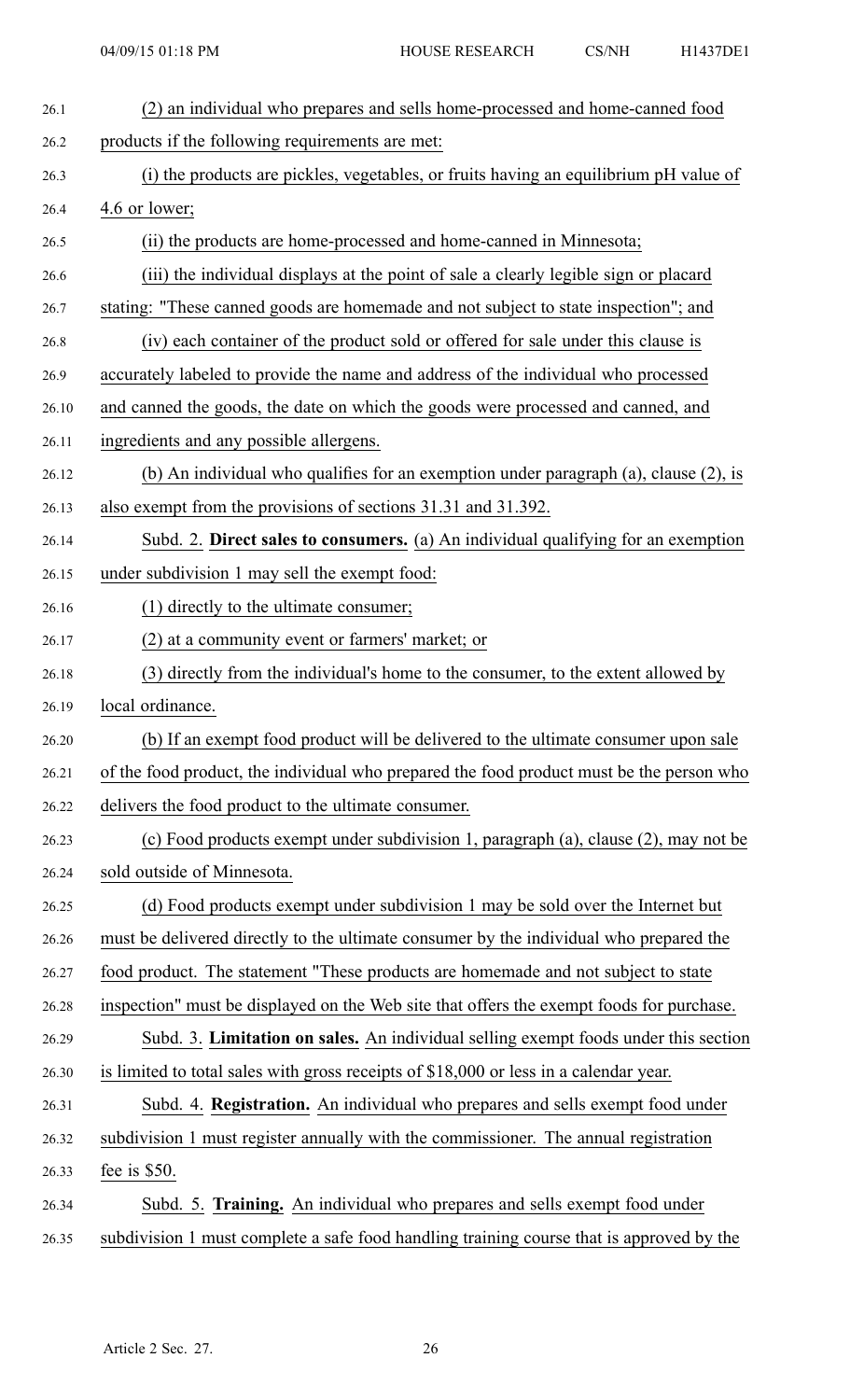(2) an individual who prepares and sells home-processed and home-canned food products if the following requirements are met:

(i) the products are pickles, vegetables, or fruits having an equilibrium pH value of 4.6 or lower;

(ii) the products are home-processed and home-canned in Minnesota;

(iii) the individual displays at the point of sale a clearly legible sign or placard stating: "These canned goods are homemade and not subject to state inspection"; and

(iv) each container of the product sold or offered for sale under this clause is accurately labeled to provide the name and address of the individual who processed and canned the goods, the date on which the goods were processed and canned, and ingredients and any possible allergens.

(b) An individual who qualifies for an exemption under paragraph (a), clause (2), is also exempt from the provisions of sections 31.31 and 31.392.

Subd. 2. **Direct sales to consumers.** (a) An individual qualifying for an exemption under subdivision 1 may sell the exempt food:

(1) directly to the ultimate consumer;

(2) at a community event or farmers' market; or

(3) directly from the individual's home to the consumer, to the extent allowed by local ordinance.

(b) If an exempt food product will be delivered to the ultimate consumer upon sale of the food product, the individual who prepared the food product must be the person who delivers the food product to the ultimate consumer.

(c) Food products exempt under subdivision 1, paragraph (a), clause (2), may not be sold outside of Minnesota.

(d) Food products exempt under subdivision 1 may be sold over the Internet but must be delivered directly to the ultimate consumer by the individual who prepared the food product. The statement "These products are homemade and not subject to state inspection" must be displayed on the Web site that offers the exempt foods for purchase.

Subd. 3. **Limitation on sales.** An individual selling exempt foods under this section is limited to total sales with gross receipts of $18,000 or less in a calendar year.

Subd. 4. **Registration.** An individual who prepares and sells exempt food under subdivision 1 must register annually with the commissioner. The annual registration fee is $50.

Subd. 5. **Training.** An individual who prepares and sells exempt food under subdivision 1 must complete a safe food handling training course that is approved by the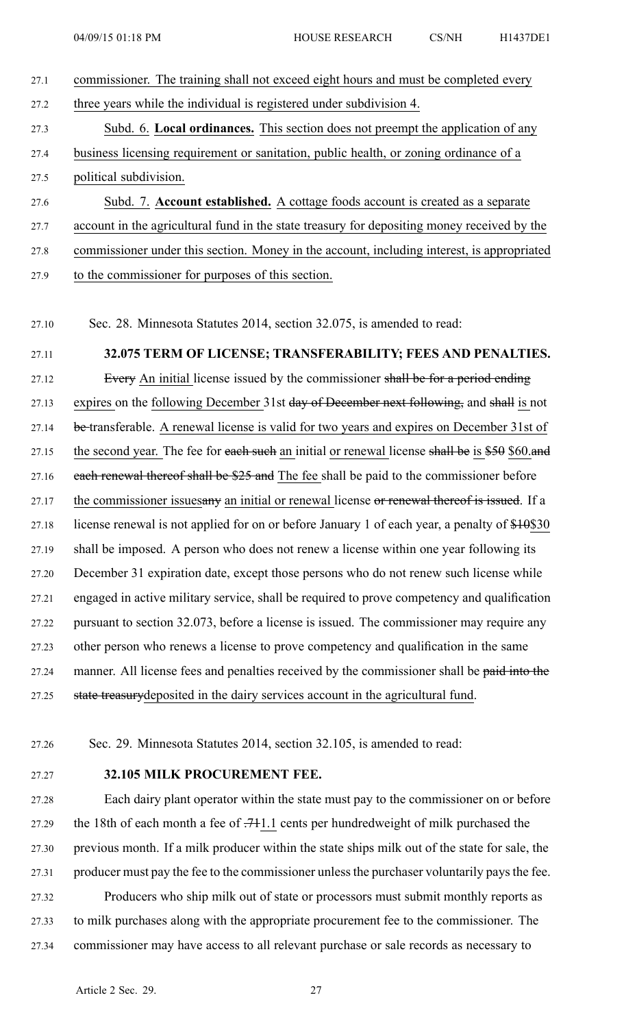commissioner. The training shall not exceed eight hours and must be completed every three years while the individual is registered under subdivision 4.

Subd. 6. **Local ordinances.** This section does not preempt the application of any business licensing requirement or sanitation, public health, or zoning ordinance of a political subdivision.

Subd. 7. **Account established.** A cottage foods account is created as a separate account in the agricultural fund in the state treasury for depositing money received by the commissioner under this section. Money in the account, including interest, is appropriated to the commissioner for purposes of this section.

Sec. 28. Minnesota Statutes 2014, section 32.075, is amended to read:

**32.075 TERM OF LICENSE; TRANSFERABILITY; FEES AND PENALTIES.**

~~Every~~ An initial license issued by the commissioner ~~shall be for a period ending~~ expires on the following December 31st ~~day of December next following,~~ and ~~shall~~ is not ~~be~~ transferable. A renewal license is valid for two years and expires on December 31st of the second year. The fee for ~~each such~~ an initial or renewal license ~~shall be~~ is ~~\$50~~ \$60. ~~and each renewal thereof shall be \$25 and~~ The fee shall be paid to the commissioner before the commissioner issues ~~any~~ an initial or renewal license ~~or renewal thereof is issued~~. If a license renewal is not applied for on or before January 1 of each year, a penalty of ~~\$10~~ \$30 shall be imposed. A person who does not renew a license within one year following its December 31 expiration date, except those persons who do not renew such license while engaged in active military service, shall be required to prove competency and qualification pursuant to section 32.073, before a license is issued. The commissioner may require any other person who renews a license to prove competency and qualification in the same manner. All license fees and penalties received by the commissioner shall be ~~paid into the state treasury~~ deposited in the dairy services account in the agricultural fund.

Sec. 29. Minnesota Statutes 2014, section 32.105, is amended to read:

**32.105 MILK PROCUREMENT FEE.**

Each dairy plant operator within the state must pay to the commissioner on or before the 18th of each month a fee of ~~.71~~ 1.1 cents per hundredweight of milk purchased the previous month. If a milk producer within the state ships milk out of the state for sale, the producer must pay the fee to the commissioner unless the purchaser voluntarily pays the fee.

Producers who ship milk out of state or processors must submit monthly reports as to milk purchases along with the appropriate procurement fee to the commissioner. The commissioner may have access to all relevant purchase or sale records as necessary to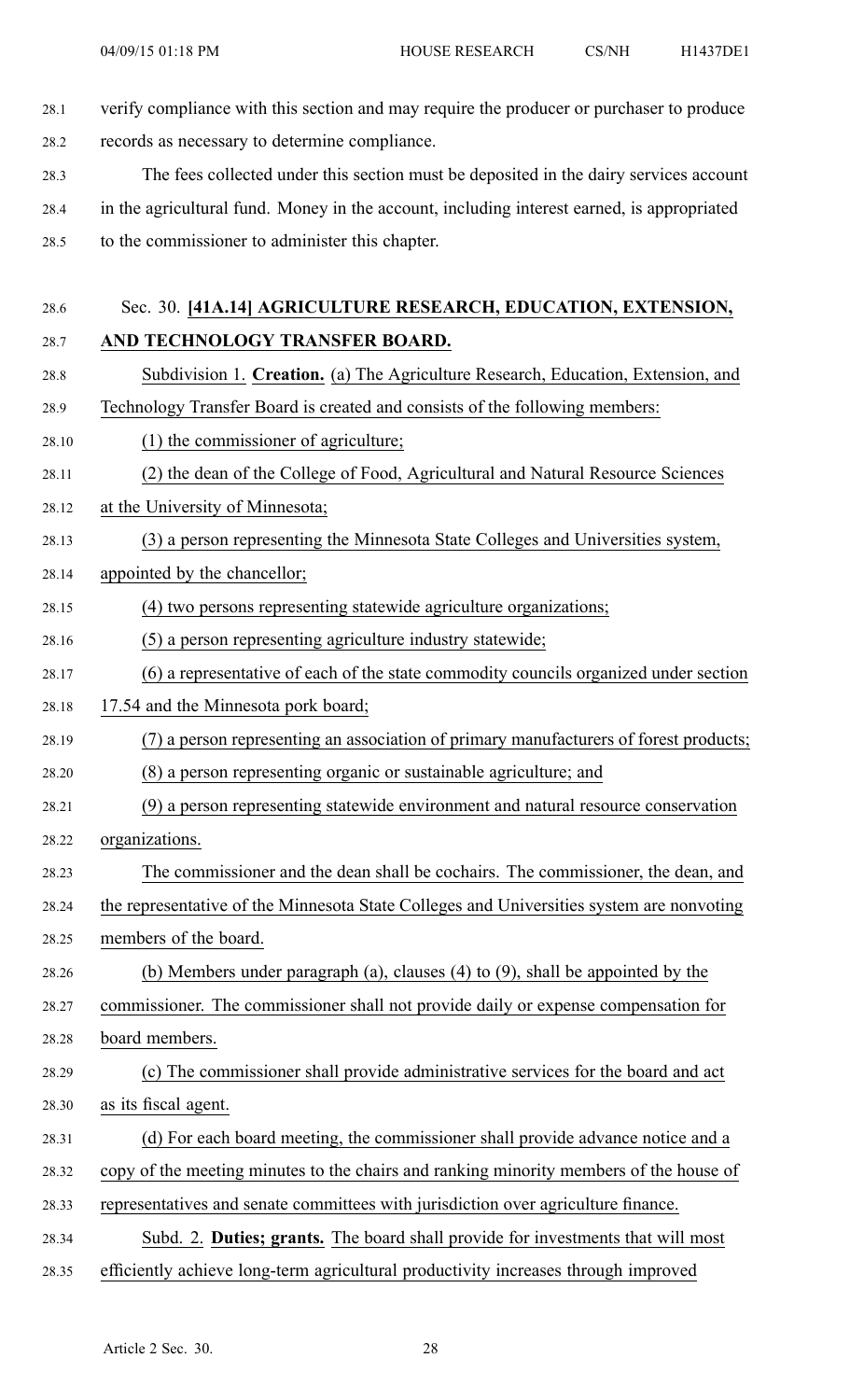verify compliance with this section and may require the producer or purchaser to produce records as necessary to determine compliance.

The fees collected under this section must be deposited in the dairy services account in the agricultural fund. Money in the account, including interest earned, is appropriated to the commissioner to administer this chapter.

Sec. 30. **[41A.14] AGRICULTURE RESEARCH, EDUCATION, EXTENSION, AND TECHNOLOGY TRANSFER BOARD.**

Subdivision 1. **Creation.** (a) The Agriculture Research, Education, Extension, and Technology Transfer Board is created and consists of the following members:

(1) the commissioner of agriculture;

(2) the dean of the College of Food, Agricultural and Natural Resource Sciences at the University of Minnesota;

(3) a person representing the Minnesota State Colleges and Universities system, appointed by the chancellor;

(4) two persons representing statewide agriculture organizations;

(5) a person representing agriculture industry statewide;

(6) a representative of each of the state commodity councils organized under section 17.54 and the Minnesota pork board;

(7) a person representing an association of primary manufacturers of forest products;

(8) a person representing organic or sustainable agriculture; and

(9) a person representing statewide environment and natural resource conservation organizations.

The commissioner and the dean shall be cochairs. The commissioner, the dean, and the representative of the Minnesota State Colleges and Universities system are nonvoting members of the board.

(b) Members under paragraph (a), clauses (4) to (9), shall be appointed by the commissioner. The commissioner shall not provide daily or expense compensation for board members.

(c) The commissioner shall provide administrative services for the board and act as its fiscal agent.

(d) For each board meeting, the commissioner shall provide advance notice and a copy of the meeting minutes to the chairs and ranking minority members of the house of representatives and senate committees with jurisdiction over agriculture finance.

Subd. 2. **Duties; grants.** The board shall provide for investments that will most efficiently achieve long-term agricultural productivity increases through improved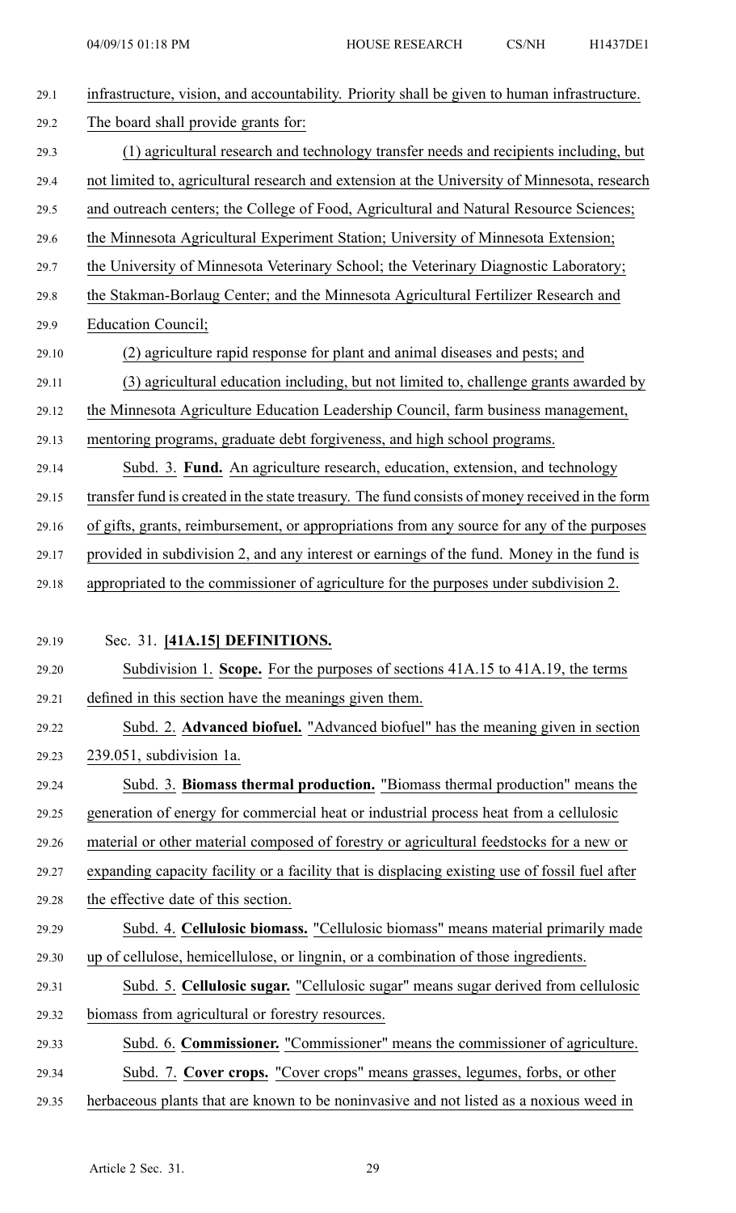infrastructure, vision, and accountability. Priority shall be given to human infrastructure. The board shall provide grants for:

(1) agricultural research and technology transfer needs and recipients including, but not limited to, agricultural research and extension at the University of Minnesota, research and outreach centers; the College of Food, Agricultural and Natural Resource Sciences; the Minnesota Agricultural Experiment Station; University of Minnesota Extension; the University of Minnesota Veterinary School; the Veterinary Diagnostic Laboratory; the Stakman-Borlaug Center; and the Minnesota Agricultural Fertilizer Research and Education Council;

(2) agriculture rapid response for plant and animal diseases and pests; and

(3) agricultural education including, but not limited to, challenge grants awarded by the Minnesota Agriculture Education Leadership Council, farm business management, mentoring programs, graduate debt forgiveness, and high school programs.

Subd. 3. **Fund.** An agriculture research, education, extension, and technology transfer fund is created in the state treasury. The fund consists of money received in the form of gifts, grants, reimbursement, or appropriations from any source for any of the purposes provided in subdivision 2, and any interest or earnings of the fund. Money in the fund is appropriated to the commissioner of agriculture for the purposes under subdivision 2.

Sec. 31. **[41A.15] DEFINITIONS.**

Subdivision 1. **Scope.** For the purposes of sections 41A.15 to 41A.19, the terms defined in this section have the meanings given them.

Subd. 2. **Advanced biofuel.** "Advanced biofuel" has the meaning given in section 239.051, subdivision 1a.

Subd. 3. **Biomass thermal production.** "Biomass thermal production" means the generation of energy for commercial heat or industrial process heat from a cellulosic material or other material composed of forestry or agricultural feedstocks for a new or expanding capacity facility or a facility that is displacing existing use of fossil fuel after the effective date of this section.

Subd. 4. **Cellulosic biomass.** "Cellulosic biomass" means material primarily made up of cellulose, hemicellulose, or lingnin, or a combination of those ingredients.

Subd. 5. **Cellulosic sugar.** "Cellulosic sugar" means sugar derived from cellulosic biomass from agricultural or forestry resources.

Subd. 6. **Commissioner.** "Commissioner" means the commissioner of agriculture.

Subd. 7. **Cover crops.** "Cover crops" means grasses, legumes, forbs, or other herbaceous plants that are known to be noninvasive and not listed as a noxious weed in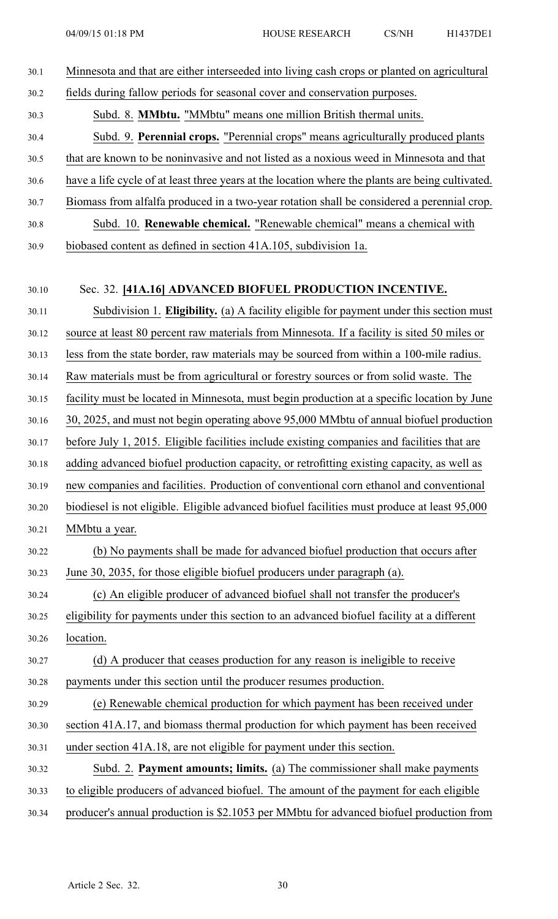Minnesota and that are either interseeded into living cash crops or planted on agricultural fields during fallow periods for seasonal cover and conservation purposes.

Subd. 8. **MMbtu.** "MMbtu" means one million British thermal units.

Subd. 9. **Perennial crops.** "Perennial crops" means agriculturally produced plants that are known to be noninvasive and not listed as a noxious weed in Minnesota and that have a life cycle of at least three years at the location where the plants are being cultivated. Biomass from alfalfa produced in a two-year rotation shall be considered a perennial crop.

Subd. 10. **Renewable chemical.** "Renewable chemical" means a chemical with biobased content as defined in section 41A.105, subdivision 1a.

Sec. 32. **[41A.16] ADVANCED BIOFUEL PRODUCTION INCENTIVE.**

Subdivision 1. **Eligibility.** (a) A facility eligible for payment under this section must source at least 80 percent raw materials from Minnesota. If a facility is sited 50 miles or less from the state border, raw materials may be sourced from within a 100-mile radius. Raw materials must be from agricultural or forestry sources or from solid waste. The facility must be located in Minnesota, must begin production at a specific location by June 30, 2025, and must not begin operating above 95,000 MMbtu of annual biofuel production before July 1, 2015. Eligible facilities include existing companies and facilities that are adding advanced biofuel production capacity, or retrofitting existing capacity, as well as new companies and facilities. Production of conventional corn ethanol and conventional biodiesel is not eligible. Eligible advanced biofuel facilities must produce at least 95,000 MMbtu a year.

(b) No payments shall be made for advanced biofuel production that occurs after June 30, 2035, for those eligible biofuel producers under paragraph (a).

(c) An eligible producer of advanced biofuel shall not transfer the producer's eligibility for payments under this section to an advanced biofuel facility at a different location.

(d) A producer that ceases production for any reason is ineligible to receive payments under this section until the producer resumes production.

(e) Renewable chemical production for which payment has been received under section 41A.17, and biomass thermal production for which payment has been received under section 41A.18, are not eligible for payment under this section.

Subd. 2. **Payment amounts; limits.** (a) The commissioner shall make payments to eligible producers of advanced biofuel. The amount of the payment for each eligible producer's annual production is $2.1053 per MMbtu for advanced biofuel production from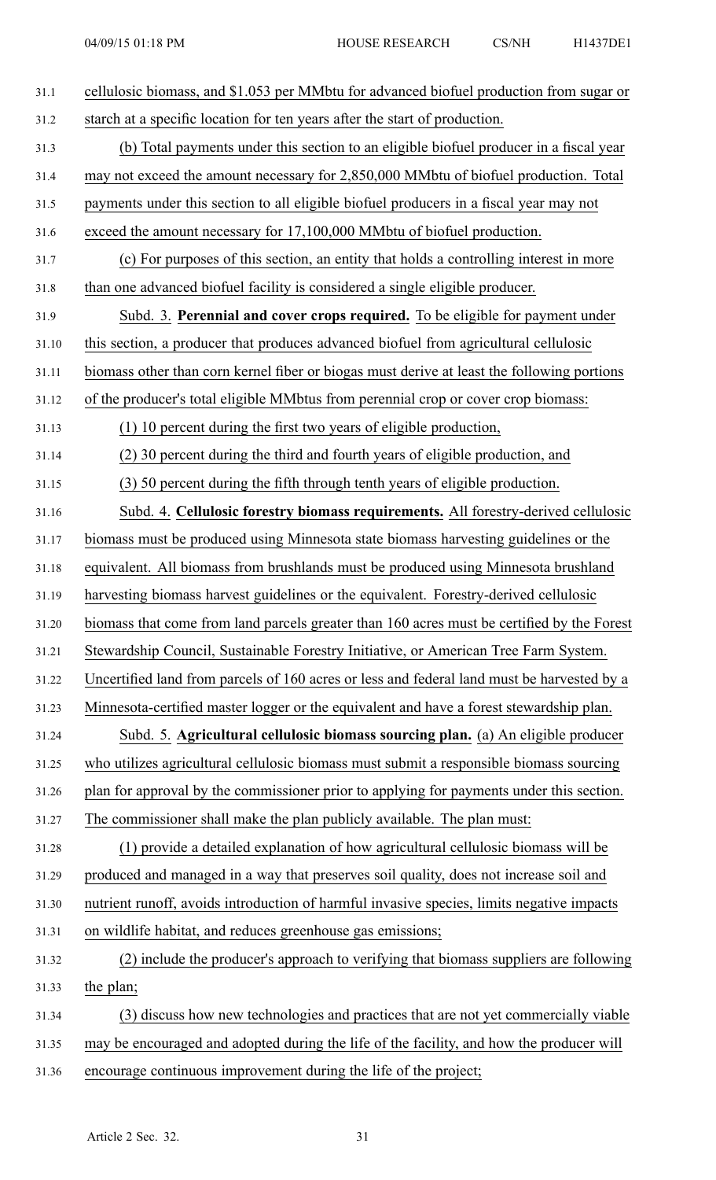cellulosic biomass, and $1.053 per MMbtu for advanced biofuel production from sugar or starch at a specific location for ten years after the start of production.

(b) Total payments under this section to an eligible biofuel producer in a fiscal year may not exceed the amount necessary for 2,850,000 MMbtu of biofuel production. Total payments under this section to all eligible biofuel producers in a fiscal year may not exceed the amount necessary for 17,100,000 MMbtu of biofuel production.

(c) For purposes of this section, an entity that holds a controlling interest in more than one advanced biofuel facility is considered a single eligible producer.

Subd. 3. **Perennial and cover crops required.** To be eligible for payment under this section, a producer that produces advanced biofuel from agricultural cellulosic biomass other than corn kernel fiber or biogas must derive at least the following portions of the producer's total eligible MMbtus from perennial crop or cover crop biomass:

(1) 10 percent during the first two years of eligible production,

(2) 30 percent during the third and fourth years of eligible production, and

(3) 50 percent during the fifth through tenth years of eligible production.

Subd. 4. **Cellulosic forestry biomass requirements.** All forestry-derived cellulosic biomass must be produced using Minnesota state biomass harvesting guidelines or the equivalent. All biomass from brushlands must be produced using Minnesota brushland harvesting biomass harvest guidelines or the equivalent. Forestry-derived cellulosic biomass that come from land parcels greater than 160 acres must be certified by the Forest Stewardship Council, Sustainable Forestry Initiative, or American Tree Farm System. Uncertified land from parcels of 160 acres or less and federal land must be harvested by a Minnesota-certified master logger or the equivalent and have a forest stewardship plan.

Subd. 5. **Agricultural cellulosic biomass sourcing plan.** (a) An eligible producer who utilizes agricultural cellulosic biomass must submit a responsible biomass sourcing plan for approval by the commissioner prior to applying for payments under this section. The commissioner shall make the plan publicly available. The plan must:

(1) provide a detailed explanation of how agricultural cellulosic biomass will be produced and managed in a way that preserves soil quality, does not increase soil and nutrient runoff, avoids introduction of harmful invasive species, limits negative impacts on wildlife habitat, and reduces greenhouse gas emissions;

(2) include the producer's approach to verifying that biomass suppliers are following the plan;

(3) discuss how new technologies and practices that are not yet commercially viable may be encouraged and adopted during the life of the facility, and how the producer will encourage continuous improvement during the life of the project;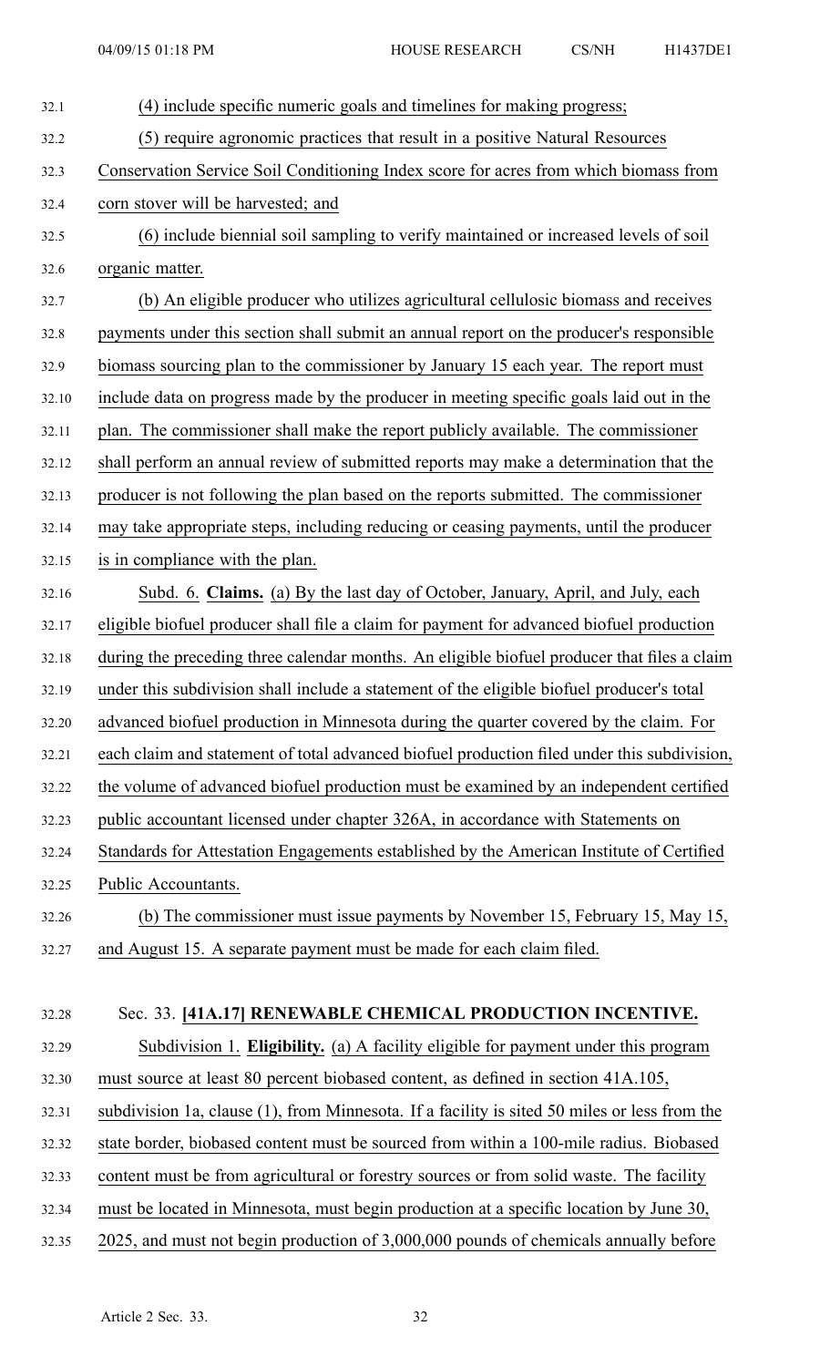(4) include specific numeric goals and timelines for making progress;

(5) require agronomic practices that result in a positive Natural Resources Conservation Service Soil Conditioning Index score for acres from which biomass from corn stover will be harvested; and

(6) include biennial soil sampling to verify maintained or increased levels of soil organic matter.

(b) An eligible producer who utilizes agricultural cellulosic biomass and receives payments under this section shall submit an annual report on the producer's responsible biomass sourcing plan to the commissioner by January 15 each year. The report must include data on progress made by the producer in meeting specific goals laid out in the plan. The commissioner shall make the report publicly available. The commissioner shall perform an annual review of submitted reports may make a determination that the producer is not following the plan based on the reports submitted. The commissioner may take appropriate steps, including reducing or ceasing payments, until the producer is in compliance with the plan.

Subd. 6. **Claims.** (a) By the last day of October, January, April, and July, each eligible biofuel producer shall file a claim for payment for advanced biofuel production during the preceding three calendar months. An eligible biofuel producer that files a claim under this subdivision shall include a statement of the eligible biofuel producer's total advanced biofuel production in Minnesota during the quarter covered by the claim. For each claim and statement of total advanced biofuel production filed under this subdivision, the volume of advanced biofuel production must be examined by an independent certified public accountant licensed under chapter 326A, in accordance with Statements on Standards for Attestation Engagements established by the American Institute of Certified Public Accountants.

(b) The commissioner must issue payments by November 15, February 15, May 15, and August 15. A separate payment must be made for each claim filed.

Sec. 33. **[41A.17] RENEWABLE CHEMICAL PRODUCTION INCENTIVE.**

Subdivision 1. **Eligibility.** (a) A facility eligible for payment under this program must source at least 80 percent biobased content, as defined in section 41A.105, subdivision 1a, clause (1), from Minnesota. If a facility is sited 50 miles or less from the state border, biobased content must be sourced from within a 100-mile radius. Biobased content must be from agricultural or forestry sources or from solid waste. The facility must be located in Minnesota, must begin production at a specific location by June 30, 2025, and must not begin production of 3,000,000 pounds of chemicals annually before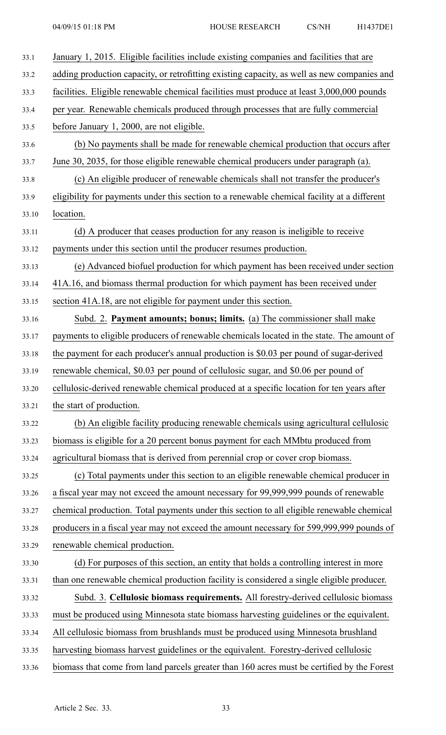January 1, 2015. Eligible facilities include existing companies and facilities that are adding production capacity, or retrofitting existing capacity, as well as new companies and facilities. Eligible renewable chemical facilities must produce at least 3,000,000 pounds per year. Renewable chemicals produced through processes that are fully commercial before January 1, 2000, are not eligible.

(b) No payments shall be made for renewable chemical production that occurs after June 30, 2035, for those eligible renewable chemical producers under paragraph (a).

(c) An eligible producer of renewable chemicals shall not transfer the producer's eligibility for payments under this section to a renewable chemical facility at a different location.

(d) A producer that ceases production for any reason is ineligible to receive payments under this section until the producer resumes production.

(e) Advanced biofuel production for which payment has been received under section 41A.16, and biomass thermal production for which payment has been received under section 41A.18, are not eligible for payment under this section.

Subd. 2. **Payment amounts; bonus; limits.** (a) The commissioner shall make payments to eligible producers of renewable chemicals located in the state. The amount of the payment for each producer's annual production is $0.03 per pound of sugar-derived renewable chemical, $0.03 per pound of cellulosic sugar, and $0.06 per pound of cellulosic-derived renewable chemical produced at a specific location for ten years after the start of production.

(b) An eligible facility producing renewable chemicals using agricultural cellulosic biomass is eligible for a 20 percent bonus payment for each MMbtu produced from agricultural biomass that is derived from perennial crop or cover crop biomass.

(c) Total payments under this section to an eligible renewable chemical producer in a fiscal year may not exceed the amount necessary for 99,999,999 pounds of renewable chemical production. Total payments under this section to all eligible renewable chemical producers in a fiscal year may not exceed the amount necessary for 599,999,999 pounds of renewable chemical production.

(d) For purposes of this section, an entity that holds a controlling interest in more than one renewable chemical production facility is considered a single eligible producer.

Subd. 3. **Cellulosic biomass requirements.** All forestry-derived cellulosic biomass must be produced using Minnesota state biomass harvesting guidelines or the equivalent. All cellulosic biomass from brushlands must be produced using Minnesota brushland harvesting biomass harvest guidelines or the equivalent. Forestry-derived cellulosic biomass that come from land parcels greater than 160 acres must be certified by the Forest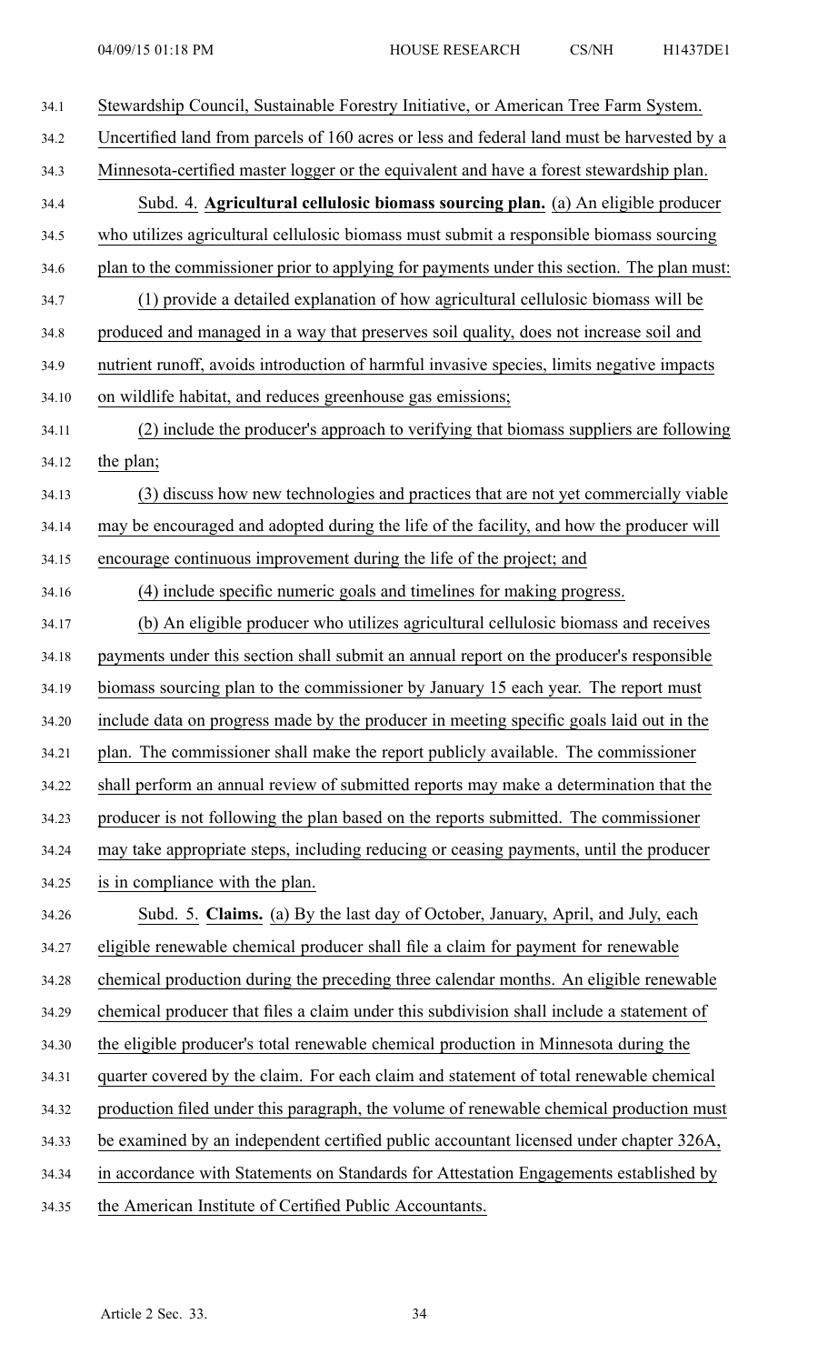Stewardship Council, Sustainable Forestry Initiative, or American Tree Farm System. Uncertified land from parcels of 160 acres or less and federal land must be harvested by a Minnesota-certified master logger or the equivalent and have a forest stewardship plan.

Subd. 4. **Agricultural cellulosic biomass sourcing plan.** (a) An eligible producer who utilizes agricultural cellulosic biomass must submit a responsible biomass sourcing plan to the commissioner prior to applying for payments under this section. The plan must:

(1) provide a detailed explanation of how agricultural cellulosic biomass will be produced and managed in a way that preserves soil quality, does not increase soil and nutrient runoff, avoids introduction of harmful invasive species, limits negative impacts on wildlife habitat, and reduces greenhouse gas emissions;

(2) include the producer's approach to verifying that biomass suppliers are following the plan;

(3) discuss how new technologies and practices that are not yet commercially viable may be encouraged and adopted during the life of the facility, and how the producer will encourage continuous improvement during the life of the project; and

(4) include specific numeric goals and timelines for making progress.

(b) An eligible producer who utilizes agricultural cellulosic biomass and receives payments under this section shall submit an annual report on the producer's responsible biomass sourcing plan to the commissioner by January 15 each year. The report must include data on progress made by the producer in meeting specific goals laid out in the plan. The commissioner shall make the report publicly available. The commissioner shall perform an annual review of submitted reports may make a determination that the producer is not following the plan based on the reports submitted. The commissioner may take appropriate steps, including reducing or ceasing payments, until the producer is in compliance with the plan.

Subd. 5. **Claims.** (a) By the last day of October, January, April, and July, each eligible renewable chemical producer shall file a claim for payment for renewable chemical production during the preceding three calendar months. An eligible renewable chemical producer that files a claim under this subdivision shall include a statement of the eligible producer's total renewable chemical production in Minnesota during the quarter covered by the claim. For each claim and statement of total renewable chemical production filed under this paragraph, the volume of renewable chemical production must be examined by an independent certified public accountant licensed under chapter 326A, in accordance with Statements on Standards for Attestation Engagements established by the American Institute of Certified Public Accountants.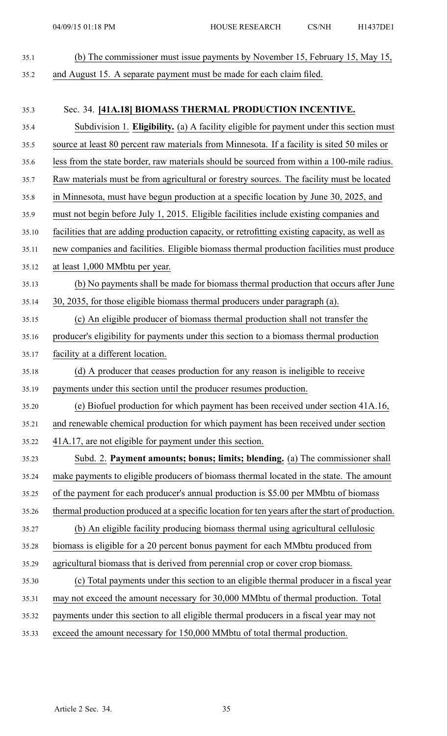(b) The commissioner must issue payments by November 15, February 15, May 15, and August 15. A separate payment must be made for each claim filed.

Sec. 34. **[41A.18] BIOMASS THERMAL PRODUCTION INCENTIVE.**

Subdivision 1. **Eligibility.** (a) A facility eligible for payment under this section must source at least 80 percent raw materials from Minnesota. If a facility is sited 50 miles or less from the state border, raw materials should be sourced from within a 100-mile radius. Raw materials must be from agricultural or forestry sources. The facility must be located in Minnesota, must have begun production at a specific location by June 30, 2025, and must not begin before July 1, 2015. Eligible facilities include existing companies and facilities that are adding production capacity, or retrofitting existing capacity, as well as new companies and facilities. Eligible biomass thermal production facilities must produce at least 1,000 MMbtu per year.

(b) No payments shall be made for biomass thermal production that occurs after June 30, 2035, for those eligible biomass thermal producers under paragraph (a).

(c) An eligible producer of biomass thermal production shall not transfer the producer's eligibility for payments under this section to a biomass thermal production facility at a different location.

(d) A producer that ceases production for any reason is ineligible to receive payments under this section until the producer resumes production.

(e) Biofuel production for which payment has been received under section 41A.16, and renewable chemical production for which payment has been received under section 41A.17, are not eligible for payment under this section.

Subd. 2. **Payment amounts; bonus; limits; blending.** (a) The commissioner shall make payments to eligible producers of biomass thermal located in the state. The amount of the payment for each producer's annual production is $5.00 per MMbtu of biomass thermal production produced at a specific location for ten years after the start of production.

(b) An eligible facility producing biomass thermal using agricultural cellulosic biomass is eligible for a 20 percent bonus payment for each MMbtu produced from agricultural biomass that is derived from perennial crop or cover crop biomass.

(c) Total payments under this section to an eligible thermal producer in a fiscal year may not exceed the amount necessary for 30,000 MMbtu of thermal production. Total payments under this section to all eligible thermal producers in a fiscal year may not exceed the amount necessary for 150,000 MMbtu of total thermal production.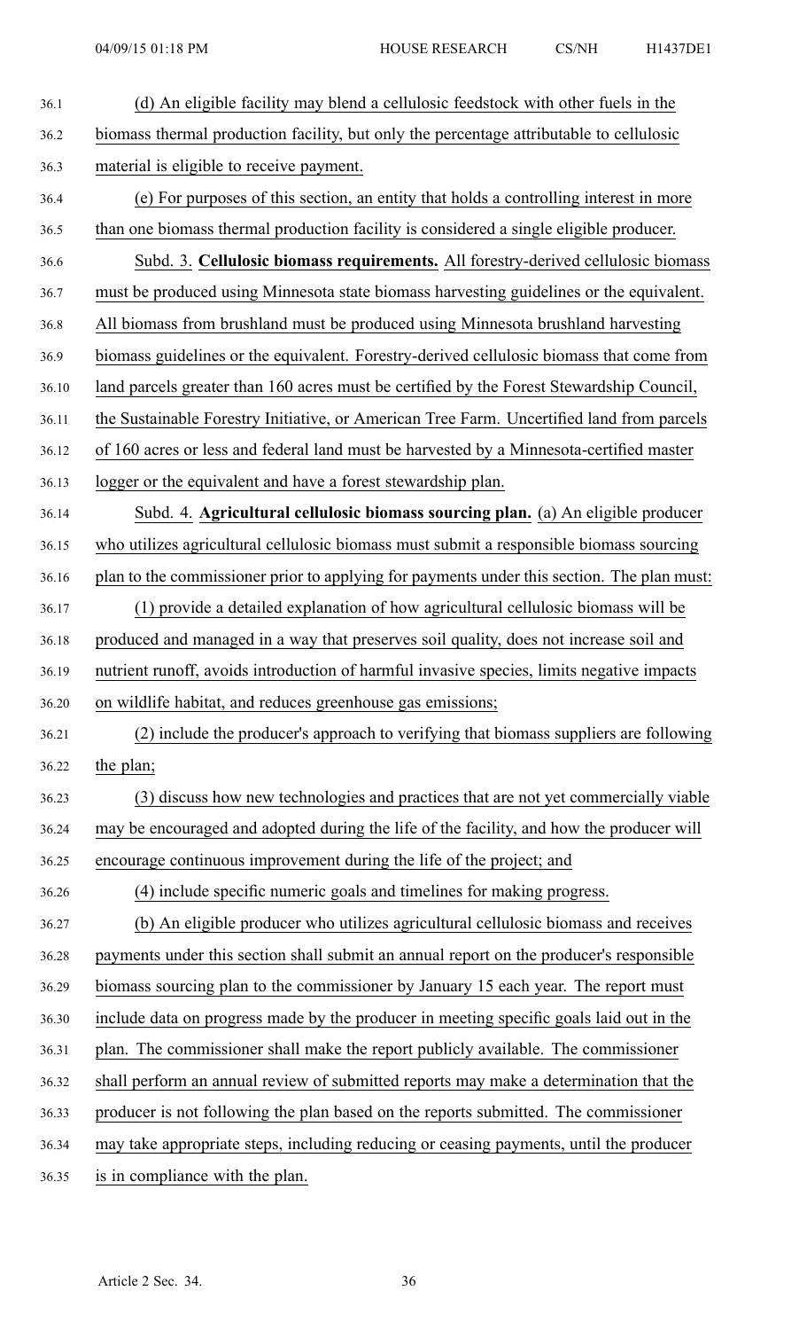(d) An eligible facility may blend a cellulosic feedstock with other fuels in the biomass thermal production facility, but only the percentage attributable to cellulosic material is eligible to receive payment.

(e) For purposes of this section, an entity that holds a controlling interest in more than one biomass thermal production facility is considered a single eligible producer.

Subd. 3. **Cellulosic biomass requirements.** All forestry-derived cellulosic biomass must be produced using Minnesota state biomass harvesting guidelines or the equivalent. All biomass from brushland must be produced using Minnesota brushland harvesting biomass guidelines or the equivalent. Forestry-derived cellulosic biomass that come from land parcels greater than 160 acres must be certified by the Forest Stewardship Council, the Sustainable Forestry Initiative, or American Tree Farm. Uncertified land from parcels of 160 acres or less and federal land must be harvested by a Minnesota-certified master logger or the equivalent and have a forest stewardship plan.

Subd. 4. **Agricultural cellulosic biomass sourcing plan.** (a) An eligible producer who utilizes agricultural cellulosic biomass must submit a responsible biomass sourcing plan to the commissioner prior to applying for payments under this section. The plan must:

(1) provide a detailed explanation of how agricultural cellulosic biomass will be produced and managed in a way that preserves soil quality, does not increase soil and nutrient runoff, avoids introduction of harmful invasive species, limits negative impacts on wildlife habitat, and reduces greenhouse gas emissions;

(2) include the producer's approach to verifying that biomass suppliers are following the plan;

(3) discuss how new technologies and practices that are not yet commercially viable may be encouraged and adopted during the life of the facility, and how the producer will encourage continuous improvement during the life of the project; and

(4) include specific numeric goals and timelines for making progress.

(b) An eligible producer who utilizes agricultural cellulosic biomass and receives payments under this section shall submit an annual report on the producer's responsible biomass sourcing plan to the commissioner by January 15 each year. The report must include data on progress made by the producer in meeting specific goals laid out in the plan. The commissioner shall make the report publicly available. The commissioner shall perform an annual review of submitted reports may make a determination that the producer is not following the plan based on the reports submitted. The commissioner may take appropriate steps, including reducing or ceasing payments, until the producer is in compliance with the plan.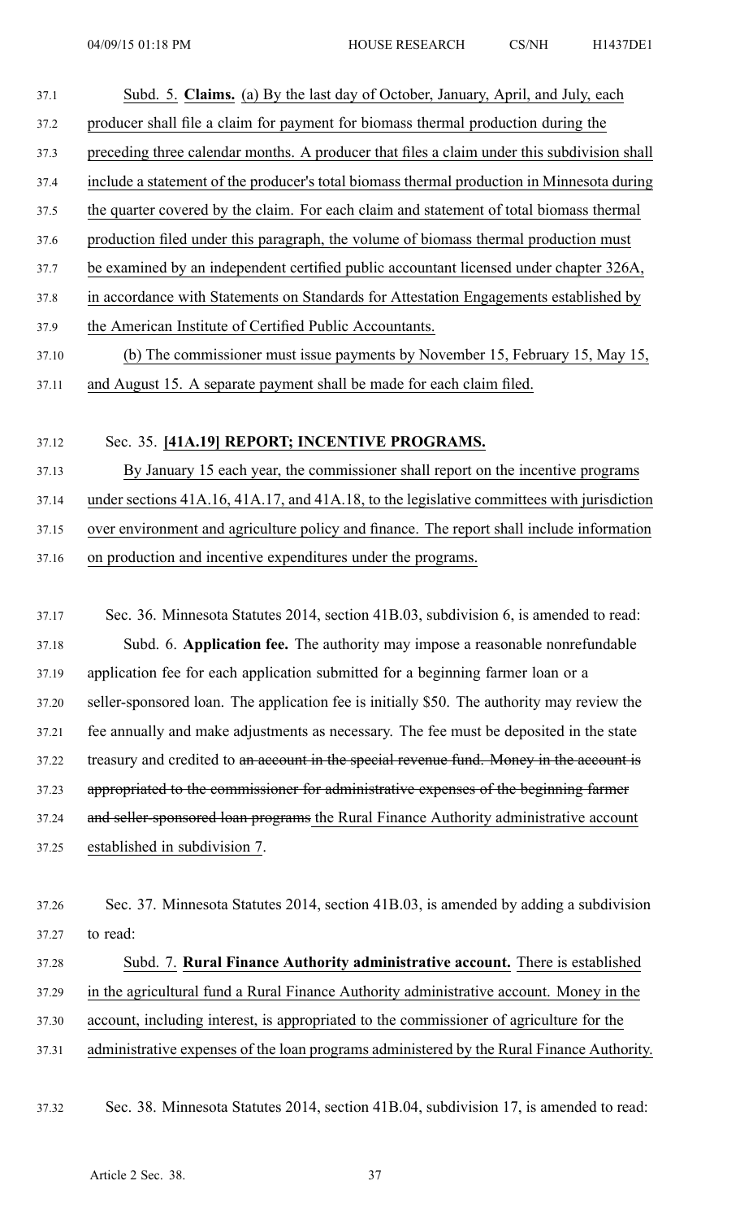Subd. 5. **Claims.** (a) By the last day of October, January, April, and July, each producer shall file a claim for payment for biomass thermal production during the preceding three calendar months. A producer that files a claim under this subdivision shall include a statement of the producer's total biomass thermal production in Minnesota during the quarter covered by the claim. For each claim and statement of total biomass thermal production filed under this paragraph, the volume of biomass thermal production must be examined by an independent certified public accountant licensed under chapter 326A, in accordance with Statements on Standards for Attestation Engagements established by the American Institute of Certified Public Accountants.

(b) The commissioner must issue payments by November 15, February 15, May 15, and August 15. A separate payment shall be made for each claim filed.

Sec. 35. **[41A.19] REPORT; INCENTIVE PROGRAMS.**

By January 15 each year, the commissioner shall report on the incentive programs under sections 41A.16, 41A.17, and 41A.18, to the legislative committees with jurisdiction over environment and agriculture policy and finance. The report shall include information on production and incentive expenditures under the programs.

Sec. 36. Minnesota Statutes 2014, section 41B.03, subdivision 6, is amended to read:

Subd. 6. **Application fee.** The authority may impose a reasonable nonrefundable application fee for each application submitted for a beginning farmer loan or a seller-sponsored loan. The application fee is initially $50. The authority may review the fee annually and make adjustments as necessary. The fee must be deposited in the state treasury and credited to ~~an account in the special revenue fund. Money in the account is appropriated to the commissioner for administrative expenses of the beginning farmer and seller-sponsored loan programs~~ the Rural Finance Authority administrative account established in subdivision 7.

Sec. 37. Minnesota Statutes 2014, section 41B.03, is amended by adding a subdivision to read:

Subd. 7. **Rural Finance Authority administrative account.** There is established in the agricultural fund a Rural Finance Authority administrative account. Money in the account, including interest, is appropriated to the commissioner of agriculture for the administrative expenses of the loan programs administered by the Rural Finance Authority.

Sec. 38. Minnesota Statutes 2014, section 41B.04, subdivision 17, is amended to read: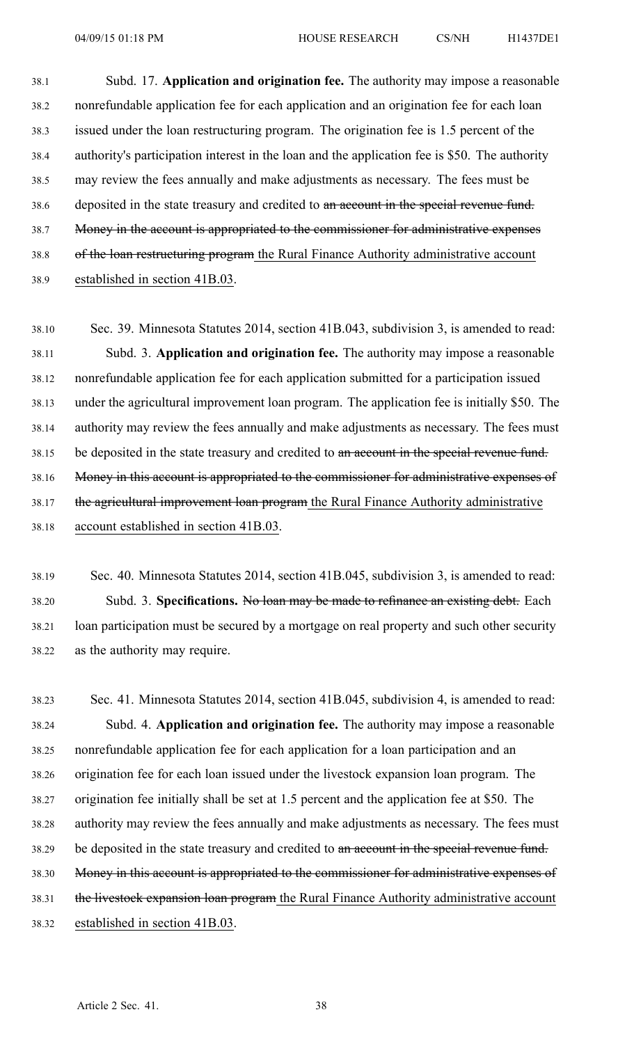Subd. 17. **Application and origination fee.** The authority may impose a reasonable nonrefundable application fee for each application and an origination fee for each loan issued under the loan restructuring program. The origination fee is 1.5 percent of the authority's participation interest in the loan and the application fee is $50. The authority may review the fees annually and make adjustments as necessary. The fees must be deposited in the state treasury and credited to ~~an account in the special revenue fund. Money in the account is appropriated to the commissioner for administrative expenses of the loan restructuring program~~ the Rural Finance Authority administrative account established in section 41B.03.

Sec. 39. Minnesota Statutes 2014, section 41B.043, subdivision 3, is amended to read:

Subd. 3. **Application and origination fee.** The authority may impose a reasonable nonrefundable application fee for each application submitted for a participation issued under the agricultural improvement loan program. The application fee is initially $50. The authority may review the fees annually and make adjustments as necessary. The fees must be deposited in the state treasury and credited to ~~an account in the special revenue fund. Money in this account is appropriated to the commissioner for administrative expenses of the agricultural improvement loan program~~ the Rural Finance Authority administrative account established in section 41B.03.

Sec. 40. Minnesota Statutes 2014, section 41B.045, subdivision 3, is amended to read:

Subd. 3. **Specifications.** ~~No loan may be made to refinance an existing debt.~~ Each loan participation must be secured by a mortgage on real property and such other security as the authority may require.

Sec. 41. Minnesota Statutes 2014, section 41B.045, subdivision 4, is amended to read:

Subd. 4. **Application and origination fee.** The authority may impose a reasonable nonrefundable application fee for each application for a loan participation and an origination fee for each loan issued under the livestock expansion loan program. The origination fee initially shall be set at 1.5 percent and the application fee at $50. The authority may review the fees annually and make adjustments as necessary. The fees must be deposited in the state treasury and credited to ~~an account in the special revenue fund. Money in this account is appropriated to the commissioner for administrative expenses of the livestock expansion loan program~~ the Rural Finance Authority administrative account established in section 41B.03.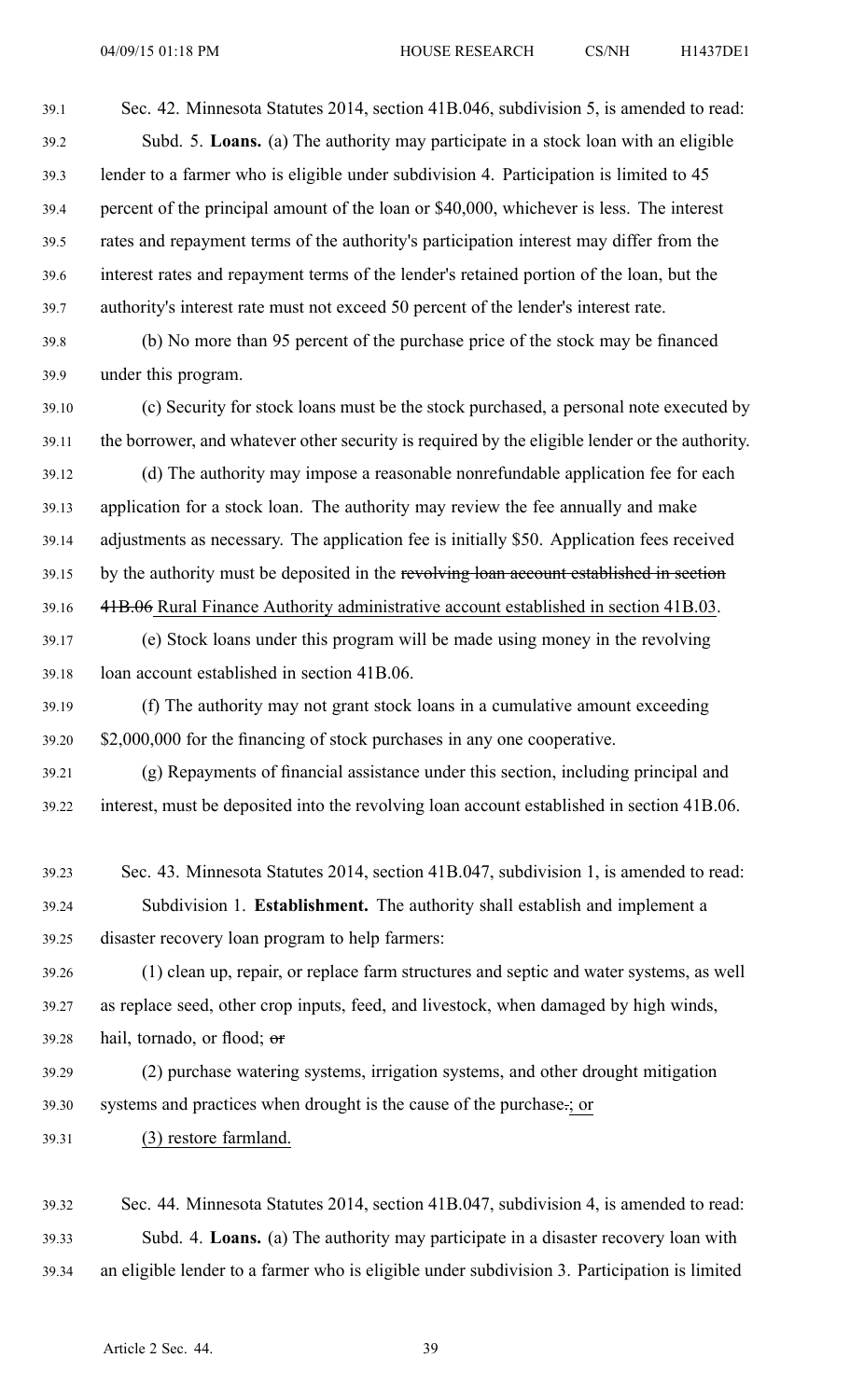Sec. 42. Minnesota Statutes 2014, section 41B.046, subdivision 5, is amended to read:

Subd. 5. **Loans.** (a) The authority may participate in a stock loan with an eligible lender to a farmer who is eligible under subdivision 4. Participation is limited to 45 percent of the principal amount of the loan or $40,000, whichever is less. The interest rates and repayment terms of the authority's participation interest may differ from the interest rates and repayment terms of the lender's retained portion of the loan, but the authority's interest rate must not exceed 50 percent of the lender's interest rate.

(b) No more than 95 percent of the purchase price of the stock may be financed under this program.

(c) Security for stock loans must be the stock purchased, a personal note executed by the borrower, and whatever other security is required by the eligible lender or the authority.

(d) The authority may impose a reasonable nonrefundable application fee for each application for a stock loan. The authority may review the fee annually and make adjustments as necessary. The application fee is initially $50. Application fees received by the authority must be deposited in the ~~revolving loan account established in section 41B.06~~ Rural Finance Authority administrative account established in section 41B.03.

(e) Stock loans under this program will be made using money in the revolving loan account established in section 41B.06.

(f) The authority may not grant stock loans in a cumulative amount exceeding $2,000,000 for the financing of stock purchases in any one cooperative.

(g) Repayments of financial assistance under this section, including principal and interest, must be deposited into the revolving loan account established in section 41B.06.

Sec. 43. Minnesota Statutes 2014, section 41B.047, subdivision 1, is amended to read:

Subdivision 1. **Establishment.** The authority shall establish and implement a disaster recovery loan program to help farmers:

(1) clean up, repair, or replace farm structures and septic and water systems, as well as replace seed, other crop inputs, feed, and livestock, when damaged by high winds, hail, tornado, or flood; ~~or~~

(2) purchase watering systems, irrigation systems, and other drought mitigation systems and practices when drought is the cause of the purchase~~.~~; or

(3) restore farmland.

Sec. 44. Minnesota Statutes 2014, section 41B.047, subdivision 4, is amended to read:

Subd. 4. **Loans.** (a) The authority may participate in a disaster recovery loan with an eligible lender to a farmer who is eligible under subdivision 3. Participation is limited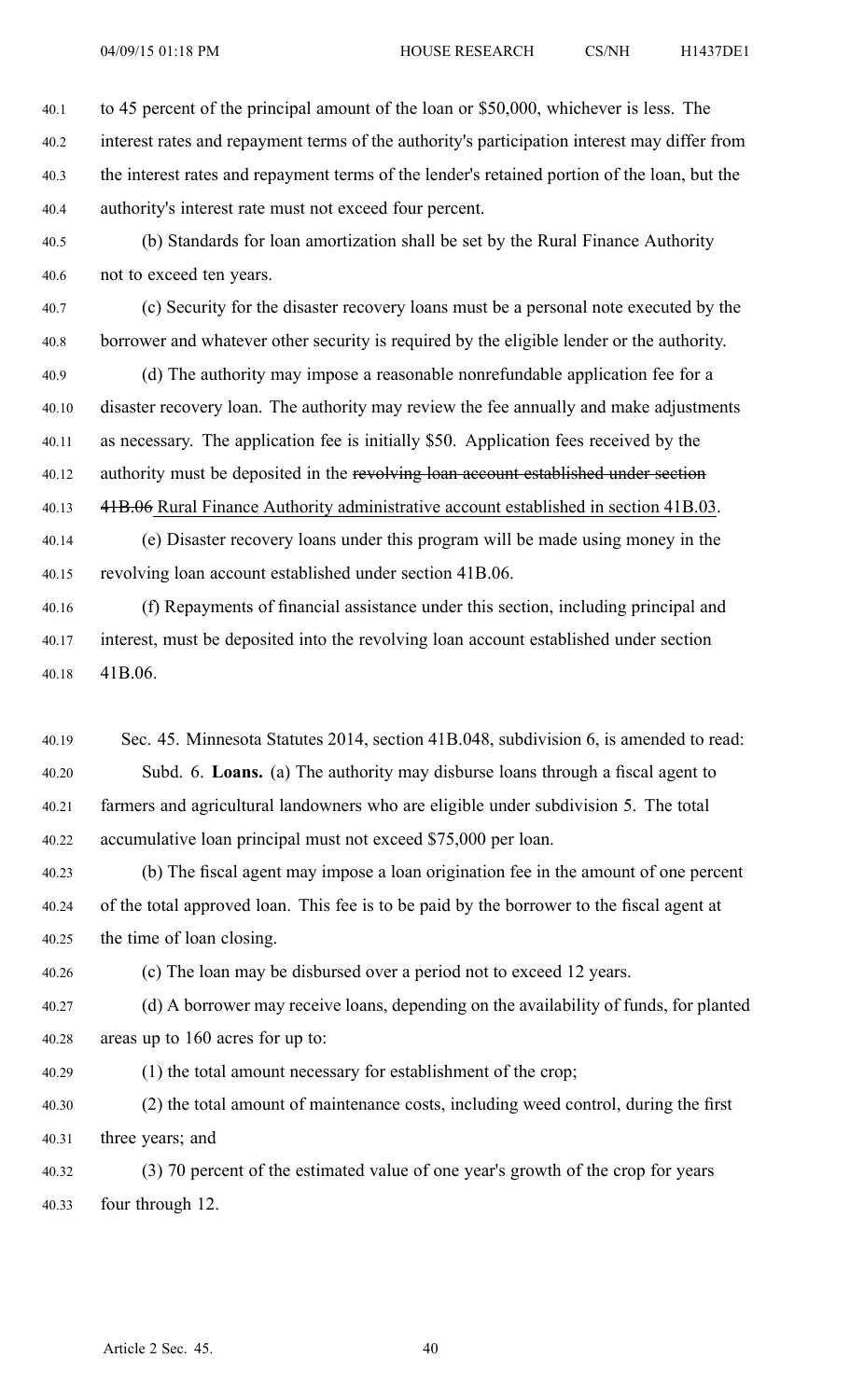to 45 percent of the principal amount of the loan or $50,000, whichever is less. The interest rates and repayment terms of the authority's participation interest may differ from the interest rates and repayment terms of the lender's retained portion of the loan, but the authority's interest rate must not exceed four percent.

(b) Standards for loan amortization shall be set by the Rural Finance Authority not to exceed ten years.

(c) Security for the disaster recovery loans must be a personal note executed by the borrower and whatever other security is required by the eligible lender or the authority.

(d) The authority may impose a reasonable nonrefundable application fee for a disaster recovery loan. The authority may review the fee annually and make adjustments as necessary. The application fee is initially $50. Application fees received by the authority must be deposited in the ~~revolving loan account established under section 41B.06~~ Rural Finance Authority administrative account established in section 41B.03.

(e) Disaster recovery loans under this program will be made using money in the revolving loan account established under section 41B.06.

(f) Repayments of financial assistance under this section, including principal and interest, must be deposited into the revolving loan account established under section 41B.06.

Sec. 45. Minnesota Statutes 2014, section 41B.048, subdivision 6, is amended to read:

Subd. 6. **Loans.** (a) The authority may disburse loans through a fiscal agent to farmers and agricultural landowners who are eligible under subdivision 5. The total accumulative loan principal must not exceed $75,000 per loan.

(b) The fiscal agent may impose a loan origination fee in the amount of one percent of the total approved loan. This fee is to be paid by the borrower to the fiscal agent at the time of loan closing.

(c) The loan may be disbursed over a period not to exceed 12 years.

(d) A borrower may receive loans, depending on the availability of funds, for planted areas up to 160 acres for up to:

(1) the total amount necessary for establishment of the crop;

(2) the total amount of maintenance costs, including weed control, during the first three years; and

(3) 70 percent of the estimated value of one year's growth of the crop for years four through 12.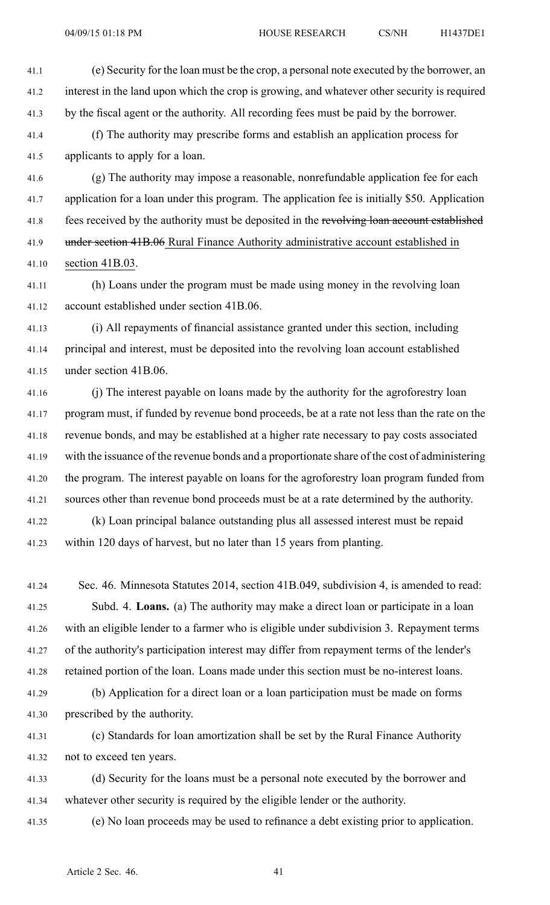(e) Security for the loan must be the crop, a personal note executed by the borrower, an interest in the land upon which the crop is growing, and whatever other security is required by the fiscal agent or the authority. All recording fees must be paid by the borrower.

(f) The authority may prescribe forms and establish an application process for applicants to apply for a loan.

(g) The authority may impose a reasonable, nonrefundable application fee for each application for a loan under this program. The application fee is initially $50. Application fees received by the authority must be deposited in the ~~revolving loan account established under section 41B.06~~ Rural Finance Authority administrative account established in section 41B.03.

(h) Loans under the program must be made using money in the revolving loan account established under section 41B.06.

(i) All repayments of financial assistance granted under this section, including principal and interest, must be deposited into the revolving loan account established under section 41B.06.

(j) The interest payable on loans made by the authority for the agroforestry loan program must, if funded by revenue bond proceeds, be at a rate not less than the rate on the revenue bonds, and may be established at a higher rate necessary to pay costs associated with the issuance of the revenue bonds and a proportionate share of the cost of administering the program. The interest payable on loans for the agroforestry loan program funded from sources other than revenue bond proceeds must be at a rate determined by the authority.

(k) Loan principal balance outstanding plus all assessed interest must be repaid within 120 days of harvest, but no later than 15 years from planting.

Sec. 46. Minnesota Statutes 2014, section 41B.049, subdivision 4, is amended to read:

Subd. 4. **Loans.** (a) The authority may make a direct loan or participate in a loan with an eligible lender to a farmer who is eligible under subdivision 3. Repayment terms of the authority's participation interest may differ from repayment terms of the lender's retained portion of the loan. Loans made under this section must be no-interest loans.

(b) Application for a direct loan or a loan participation must be made on forms prescribed by the authority.

(c) Standards for loan amortization shall be set by the Rural Finance Authority not to exceed ten years.

(d) Security for the loans must be a personal note executed by the borrower and whatever other security is required by the eligible lender or the authority.

(e) No loan proceeds may be used to refinance a debt existing prior to application.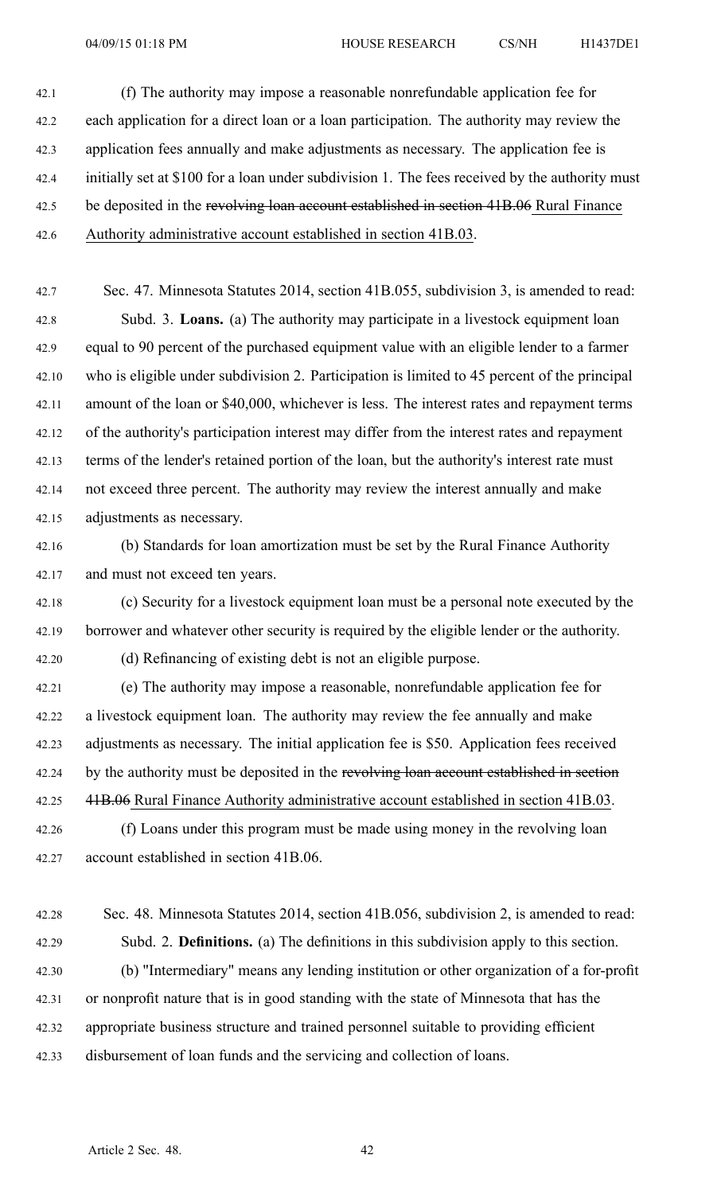(f) The authority may impose a reasonable nonrefundable application fee for each application for a direct loan or a loan participation. The authority may review the application fees annually and make adjustments as necessary. The application fee is initially set at $100 for a loan under subdivision 1. The fees received by the authority must be deposited in the ~~revolving loan account established in section 41B.06~~ Rural Finance Authority administrative account established in section 41B.03.

Sec. 47. Minnesota Statutes 2014, section 41B.055, subdivision 3, is amended to read:

Subd. 3. **Loans.** (a) The authority may participate in a livestock equipment loan equal to 90 percent of the purchased equipment value with an eligible lender to a farmer who is eligible under subdivision 2. Participation is limited to 45 percent of the principal amount of the loan or $40,000, whichever is less. The interest rates and repayment terms of the authority's participation interest may differ from the interest rates and repayment terms of the lender's retained portion of the loan, but the authority's interest rate must not exceed three percent. The authority may review the interest annually and make adjustments as necessary.

(b) Standards for loan amortization must be set by the Rural Finance Authority and must not exceed ten years.

(c) Security for a livestock equipment loan must be a personal note executed by the borrower and whatever other security is required by the eligible lender or the authority.

(d) Refinancing of existing debt is not an eligible purpose.

(e) The authority may impose a reasonable, nonrefundable application fee for a livestock equipment loan. The authority may review the fee annually and make adjustments as necessary. The initial application fee is $50. Application fees received by the authority must be deposited in the ~~revolving loan account established in section 41B.06~~ Rural Finance Authority administrative account established in section 41B.03.

(f) Loans under this program must be made using money in the revolving loan account established in section 41B.06.

Sec. 48. Minnesota Statutes 2014, section 41B.056, subdivision 2, is amended to read:

Subd. 2. **Definitions.** (a) The definitions in this subdivision apply to this section.

(b) "Intermediary" means any lending institution or other organization of a for-profit or nonprofit nature that is in good standing with the state of Minnesota that has the appropriate business structure and trained personnel suitable to providing efficient disbursement of loan funds and the servicing and collection of loans.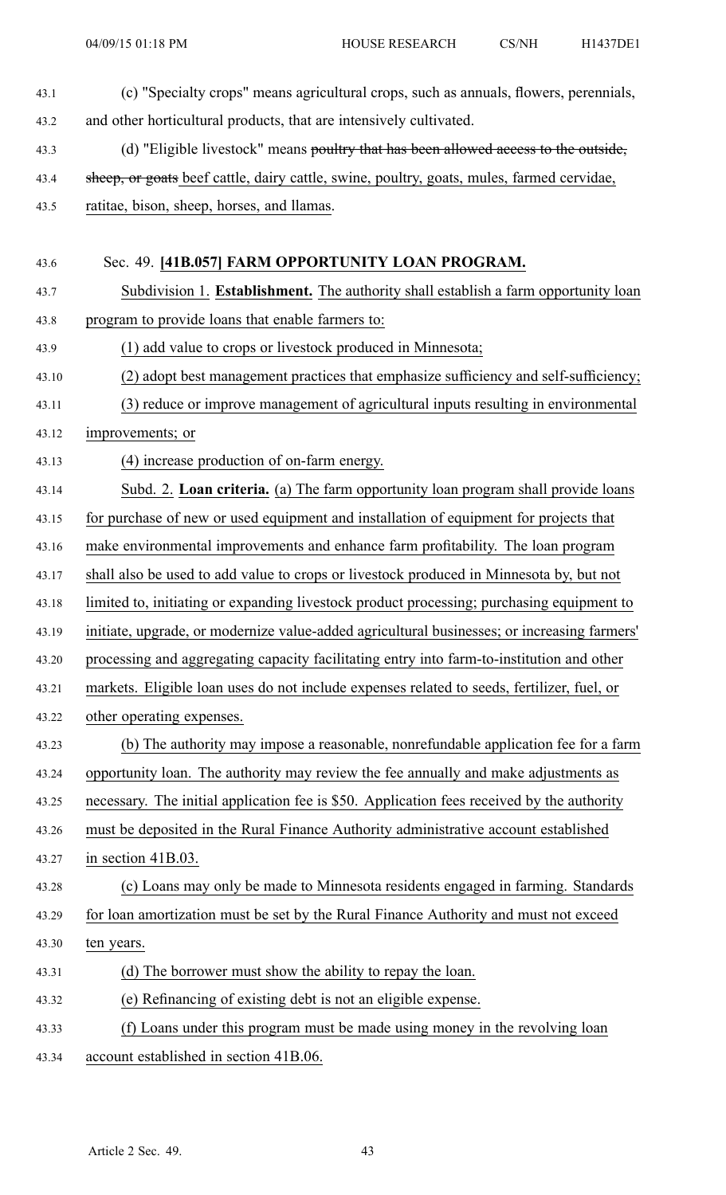(c) "Specialty crops" means agricultural crops, such as annuals, flowers, perennials, and other horticultural products, that are intensively cultivated.

(d) "Eligible livestock" means ~~poultry that has been allowed access to the outside, sheep, or goats~~ beef cattle, dairy cattle, swine, poultry, goats, mules, farmed cervidae, ratitae, bison, sheep, horses, and llamas.

Sec. 49. **[41B.057] FARM OPPORTUNITY LOAN PROGRAM.**

Subdivision 1. **Establishment.** The authority shall establish a farm opportunity loan program to provide loans that enable farmers to:

(1) add value to crops or livestock produced in Minnesota;

(2) adopt best management practices that emphasize sufficiency and self-sufficiency;

(3) reduce or improve management of agricultural inputs resulting in environmental improvements; or

(4) increase production of on-farm energy.

Subd. 2. **Loan criteria.** (a) The farm opportunity loan program shall provide loans for purchase of new or used equipment and installation of equipment for projects that make environmental improvements and enhance farm profitability. The loan program shall also be used to add value to crops or livestock produced in Minnesota by, but not limited to, initiating or expanding livestock product processing; purchasing equipment to initiate, upgrade, or modernize value-added agricultural businesses; or increasing farmers' processing and aggregating capacity facilitating entry into farm-to-institution and other markets. Eligible loan uses do not include expenses related to seeds, fertilizer, fuel, or other operating expenses.

(b) The authority may impose a reasonable, nonrefundable application fee for a farm opportunity loan. The authority may review the fee annually and make adjustments as necessary. The initial application fee is $50. Application fees received by the authority must be deposited in the Rural Finance Authority administrative account established in section 41B.03.

(c) Loans may only be made to Minnesota residents engaged in farming. Standards for loan amortization must be set by the Rural Finance Authority and must not exceed ten years.

(d) The borrower must show the ability to repay the loan.

(e) Refinancing of existing debt is not an eligible expense.

(f) Loans under this program must be made using money in the revolving loan account established in section 41B.06.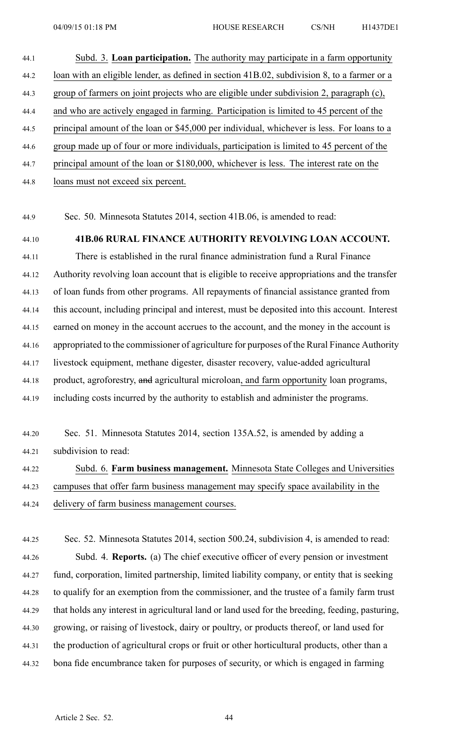Subd. 3. **Loan participation.** The authority may participate in a farm opportunity loan with an eligible lender, as defined in section 41B.02, subdivision 8, to a farmer or a group of farmers on joint projects who are eligible under subdivision 2, paragraph (c), and who are actively engaged in farming. Participation is limited to 45 percent of the principal amount of the loan or $45,000 per individual, whichever is less. For loans to a group made up of four or more individuals, participation is limited to 45 percent of the principal amount of the loan or $180,000, whichever is less. The interest rate on the loans must not exceed six percent.

Sec. 50. Minnesota Statutes 2014, section 41B.06, is amended to read:

**41B.06 RURAL FINANCE AUTHORITY REVOLVING LOAN ACCOUNT.**

There is established in the rural finance administration fund a Rural Finance Authority revolving loan account that is eligible to receive appropriations and the transfer of loan funds from other programs. All repayments of financial assistance granted from this account, including principal and interest, must be deposited into this account. Interest earned on money in the account accrues to the account, and the money in the account is appropriated to the commissioner of agriculture for purposes of the Rural Finance Authority livestock equipment, methane digester, disaster recovery, value-added agricultural product, agroforestry, ~~and~~ agricultural microloan, and farm opportunity loan programs, including costs incurred by the authority to establish and administer the programs.

Sec. 51. Minnesota Statutes 2014, section 135A.52, is amended by adding a subdivision to read:

Subd. 6. **Farm business management.** Minnesota State Colleges and Universities campuses that offer farm business management may specify space availability in the delivery of farm business management courses.

Sec. 52. Minnesota Statutes 2014, section 500.24, subdivision 4, is amended to read:

Subd. 4. **Reports.** (a) The chief executive officer of every pension or investment fund, corporation, limited partnership, limited liability company, or entity that is seeking to qualify for an exemption from the commissioner, and the trustee of a family farm trust that holds any interest in agricultural land or land used for the breeding, feeding, pasturing, growing, or raising of livestock, dairy or poultry, or products thereof, or land used for the production of agricultural crops or fruit or other horticultural products, other than a bona fide encumbrance taken for purposes of security, or which is engaged in farming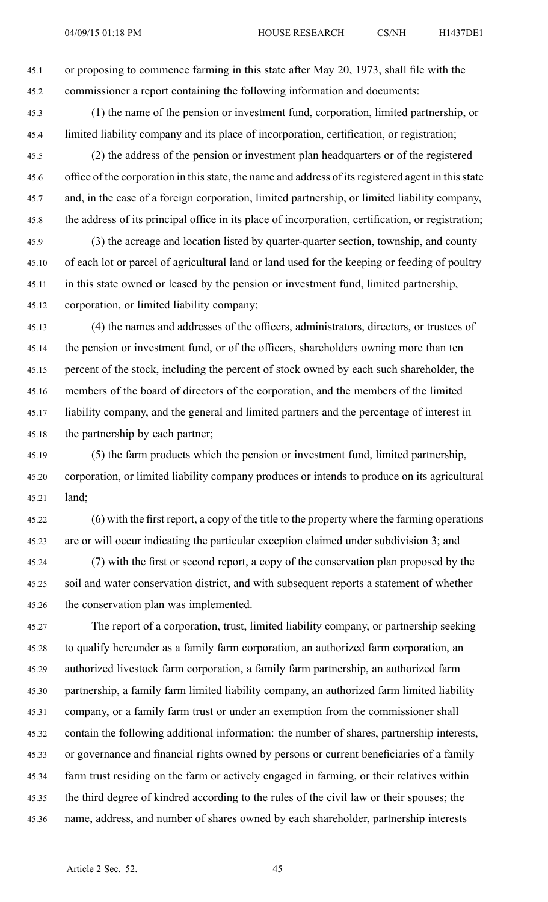or proposing to commence farming in this state after May 20, 1973, shall file with the commissioner a report containing the following information and documents:

(1) the name of the pension or investment fund, corporation, limited partnership, or limited liability company and its place of incorporation, certification, or registration;

(2) the address of the pension or investment plan headquarters or of the registered office of the corporation in this state, the name and address of its registered agent in this state and, in the case of a foreign corporation, limited partnership, or limited liability company, the address of its principal office in its place of incorporation, certification, or registration;

(3) the acreage and location listed by quarter-quarter section, township, and county of each lot or parcel of agricultural land or land used for the keeping or feeding of poultry in this state owned or leased by the pension or investment fund, limited partnership, corporation, or limited liability company;

(4) the names and addresses of the officers, administrators, directors, or trustees of the pension or investment fund, or of the officers, shareholders owning more than ten percent of the stock, including the percent of stock owned by each such shareholder, the members of the board of directors of the corporation, and the members of the limited liability company, and the general and limited partners and the percentage of interest in the partnership by each partner;

(5) the farm products which the pension or investment fund, limited partnership, corporation, or limited liability company produces or intends to produce on its agricultural land;

(6) with the first report, a copy of the title to the property where the farming operations are or will occur indicating the particular exception claimed under subdivision 3; and

(7) with the first or second report, a copy of the conservation plan proposed by the soil and water conservation district, and with subsequent reports a statement of whether the conservation plan was implemented.

The report of a corporation, trust, limited liability company, or partnership seeking to qualify hereunder as a family farm corporation, an authorized farm corporation, an authorized livestock farm corporation, a family farm partnership, an authorized farm partnership, a family farm limited liability company, an authorized farm limited liability company, or a family farm trust or under an exemption from the commissioner shall contain the following additional information: the number of shares, partnership interests, or governance and financial rights owned by persons or current beneficiaries of a family farm trust residing on the farm or actively engaged in farming, or their relatives within the third degree of kindred according to the rules of the civil law or their spouses; the name, address, and number of shares owned by each shareholder, partnership interests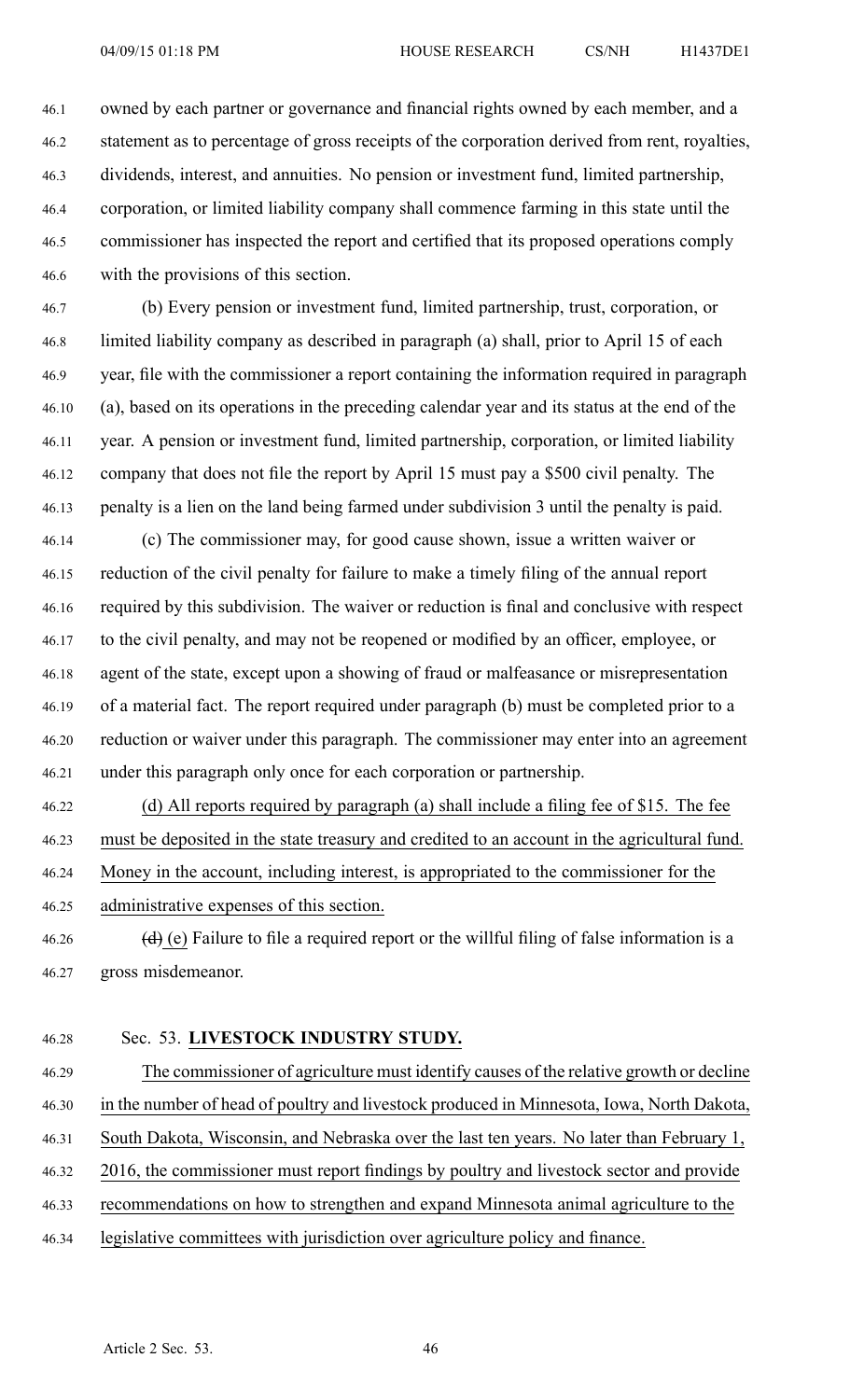owned by each partner or governance and financial rights owned by each member, and a statement as to percentage of gross receipts of the corporation derived from rent, royalties, dividends, interest, and annuities. No pension or investment fund, limited partnership, corporation, or limited liability company shall commence farming in this state until the commissioner has inspected the report and certified that its proposed operations comply with the provisions of this section.

(b) Every pension or investment fund, limited partnership, trust, corporation, or limited liability company as described in paragraph (a) shall, prior to April 15 of each year, file with the commissioner a report containing the information required in paragraph (a), based on its operations in the preceding calendar year and its status at the end of the year. A pension or investment fund, limited partnership, corporation, or limited liability company that does not file the report by April 15 must pay a $500 civil penalty. The penalty is a lien on the land being farmed under subdivision 3 until the penalty is paid.

(c) The commissioner may, for good cause shown, issue a written waiver or reduction of the civil penalty for failure to make a timely filing of the annual report required by this subdivision. The waiver or reduction is final and conclusive with respect to the civil penalty, and may not be reopened or modified by an officer, employee, or agent of the state, except upon a showing of fraud or malfeasance or misrepresentation of a material fact. The report required under paragraph (b) must be completed prior to a reduction or waiver under this paragraph. The commissioner may enter into an agreement under this paragraph only once for each corporation or partnership.

<u>(d) All reports required by paragraph (a) shall include a filing fee of $15. The fee must be deposited in the state treasury and credited to an account in the agricultural fund. Money in the account, including interest, is appropriated to the commissioner for the administrative expenses of this section.</u>

~~(d)~~ <u>(e)</u> Failure to file a required report or the willful filing of false information is a gross misdemeanor.

Sec. 53. **LIVESTOCK INDUSTRY STUDY.**

<u>The commissioner of agriculture must identify causes of the relative growth or decline in the number of head of poultry and livestock produced in Minnesota, Iowa, North Dakota, South Dakota, Wisconsin, and Nebraska over the last ten years. No later than February 1, 2016, the commissioner must report findings by poultry and livestock sector and provide recommendations on how to strengthen and expand Minnesota animal agriculture to the legislative committees with jurisdiction over agriculture policy and finance.</u>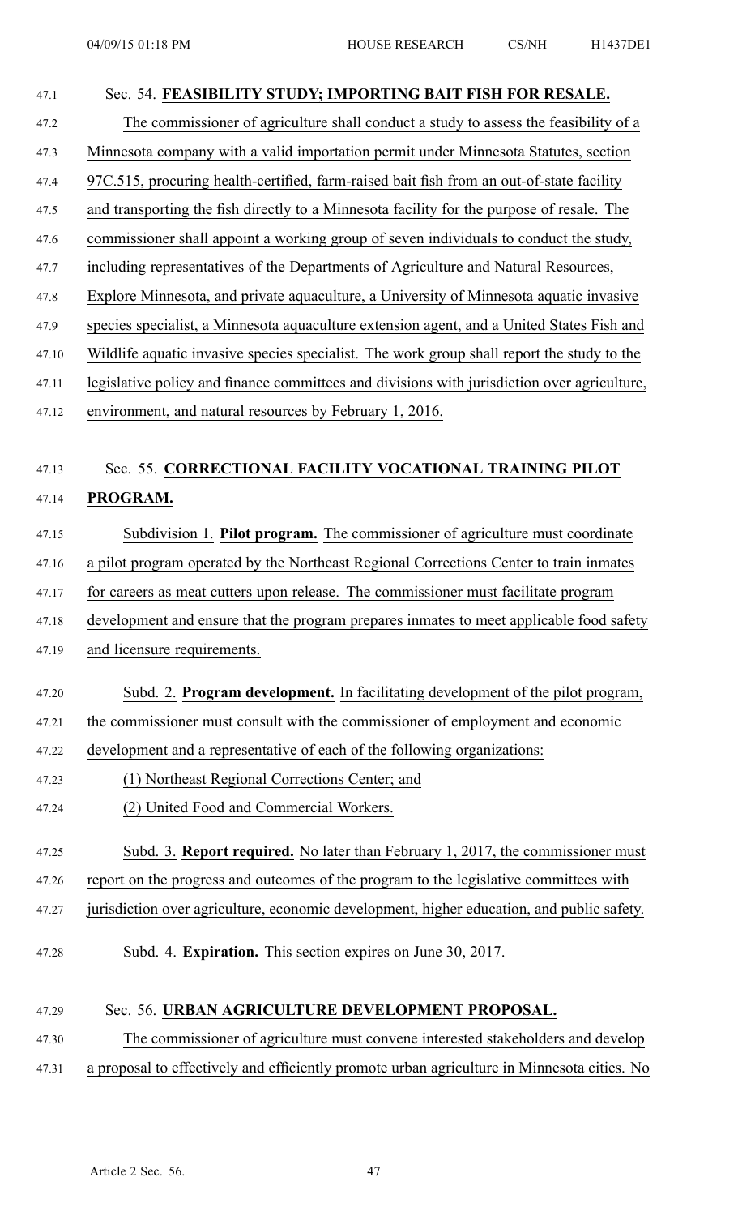Sec. 54. **FEASIBILITY STUDY; IMPORTING BAIT FISH FOR RESALE.**

The commissioner of agriculture shall conduct a study to assess the feasibility of a Minnesota company with a valid importation permit under Minnesota Statutes, section 97C.515, procuring health-certified, farm-raised bait fish from an out-of-state facility and transporting the fish directly to a Minnesota facility for the purpose of resale. The commissioner shall appoint a working group of seven individuals to conduct the study, including representatives of the Departments of Agriculture and Natural Resources, Explore Minnesota, and private aquaculture, a University of Minnesota aquatic invasive species specialist, a Minnesota aquaculture extension agent, and a United States Fish and Wildlife aquatic invasive species specialist. The work group shall report the study to the legislative policy and finance committees and divisions with jurisdiction over agriculture, environment, and natural resources by February 1, 2016.

Sec. 55. **CORRECTIONAL FACILITY VOCATIONAL TRAINING PILOT PROGRAM.**

Subdivision 1. **Pilot program.** The commissioner of agriculture must coordinate a pilot program operated by the Northeast Regional Corrections Center to train inmates for careers as meat cutters upon release. The commissioner must facilitate program development and ensure that the program prepares inmates to meet applicable food safety and licensure requirements.

Subd. 2. **Program development.** In facilitating development of the pilot program, the commissioner must consult with the commissioner of employment and economic development and a representative of each of the following organizations:

(1) Northeast Regional Corrections Center; and

(2) United Food and Commercial Workers.

Subd. 3. **Report required.** No later than February 1, 2017, the commissioner must report on the progress and outcomes of the program to the legislative committees with jurisdiction over agriculture, economic development, higher education, and public safety.

Subd. 4. **Expiration.** This section expires on June 30, 2017.

Sec. 56. **URBAN AGRICULTURE DEVELOPMENT PROPOSAL.**

The commissioner of agriculture must convene interested stakeholders and develop a proposal to effectively and efficiently promote urban agriculture in Minnesota cities. No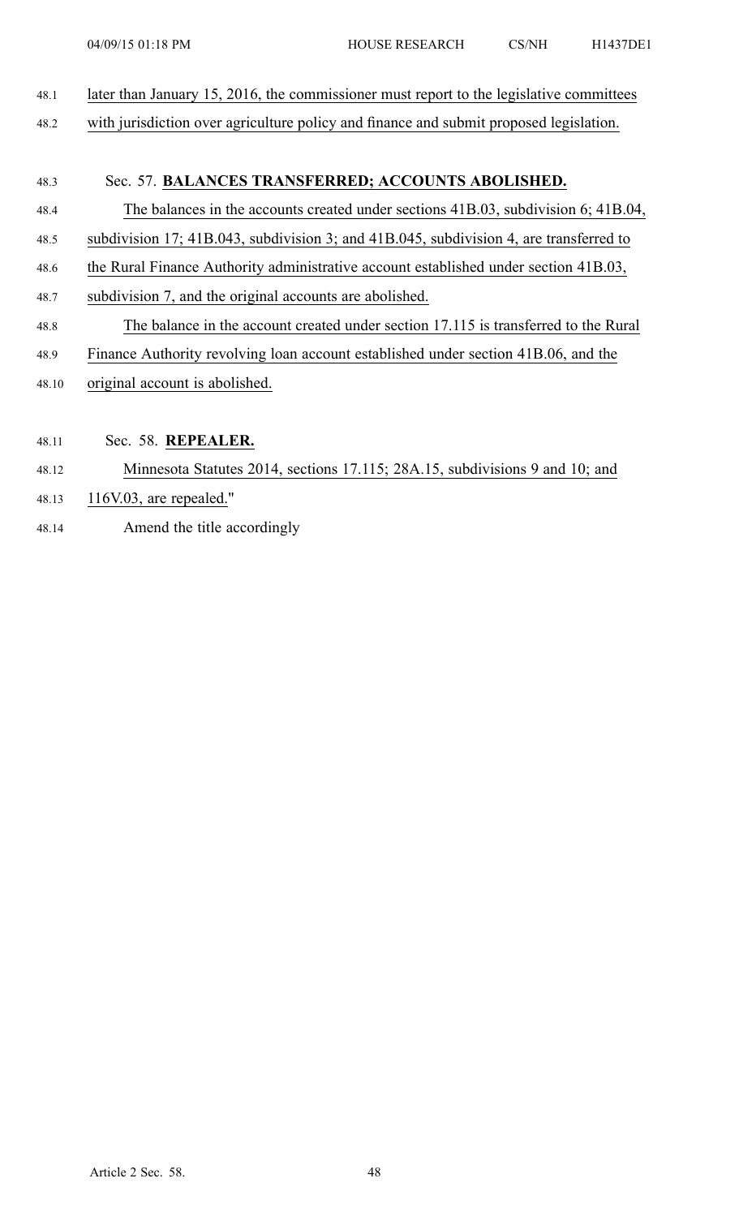later than January 15, 2016, the commissioner must report to the legislative committees with jurisdiction over agriculture policy and finance and submit proposed legislation.

Sec. 57. **BALANCES TRANSFERRED; ACCOUNTS ABOLISHED.**

The balances in the accounts created under sections 41B.03, subdivision 6; 41B.04, subdivision 17; 41B.043, subdivision 3; and 41B.045, subdivision 4, are transferred to the Rural Finance Authority administrative account established under section 41B.03, subdivision 7, and the original accounts are abolished.

The balance in the account created under section 17.115 is transferred to the Rural Finance Authority revolving loan account established under section 41B.06, and the original account is abolished.

Sec. 58. **REPEALER.**

Minnesota Statutes 2014, sections 17.115; 28A.15, subdivisions 9 and 10; and 116V.03, are repealed."

Amend the title accordingly